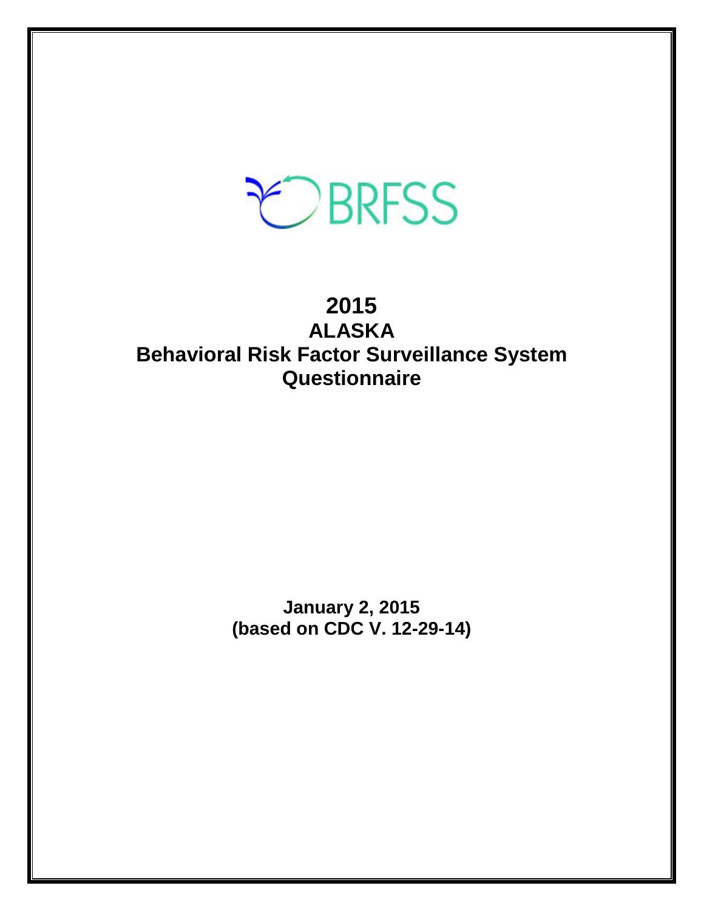BRFSS

# 2015
# ALASKA
# Behavioral Risk Factor Surveillance System Questionnaire

**January 2, 2015**
**(based on CDC V. 12-29-14)**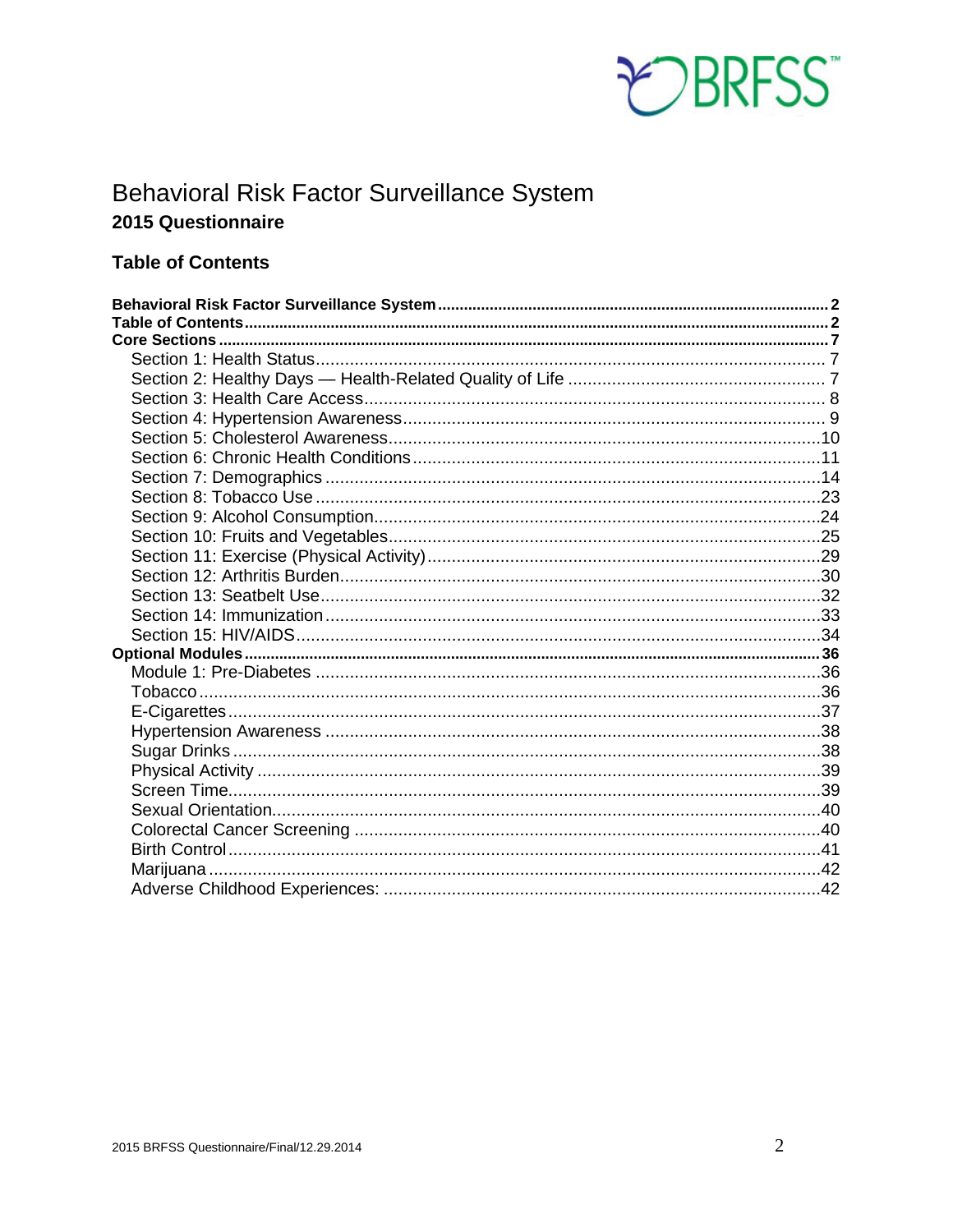# Behavioral Risk Factor Surveillance System

## 2015 Questionnaire

### Table of Contents

**Behavioral Risk Factor Surveillance System** .......... **2**
**Table of Contents** .......... **2**
**Core Sections** .......... **7**
- Section 1: Health Status .......... 7
- Section 2: Healthy Days — Health-Related Quality of Life .......... 7
- Section 3: Health Care Access .......... 8
- Section 4: Hypertension Awareness .......... 9
- Section 5: Cholesterol Awareness .......... 10
- Section 6: Chronic Health Conditions .......... 11
- Section 7: Demographics .......... 14
- Section 8: Tobacco Use .......... 23
- Section 9: Alcohol Consumption .......... 24
- Section 10: Fruits and Vegetables .......... 25
- Section 11: Exercise (Physical Activity) .......... 29
- Section 12: Arthritis Burden .......... 30
- Section 13: Seatbelt Use .......... 32
- Section 14: Immunization .......... 33
- Section 15: HIV/AIDS .......... 34

**Optional Modules** .......... **36**
- Module 1: Pre-Diabetes .......... 36
- Tobacco .......... 36
- E-Cigarettes .......... 37
- Hypertension Awareness .......... 38
- Sugar Drinks .......... 38
- Physical Activity .......... 39
- Screen Time .......... 39
- Sexual Orientation .......... 40
- Colorectal Cancer Screening .......... 40
- Birth Control .......... 41
- Marijuana .......... 42
- Adverse Childhood Experiences: .......... 42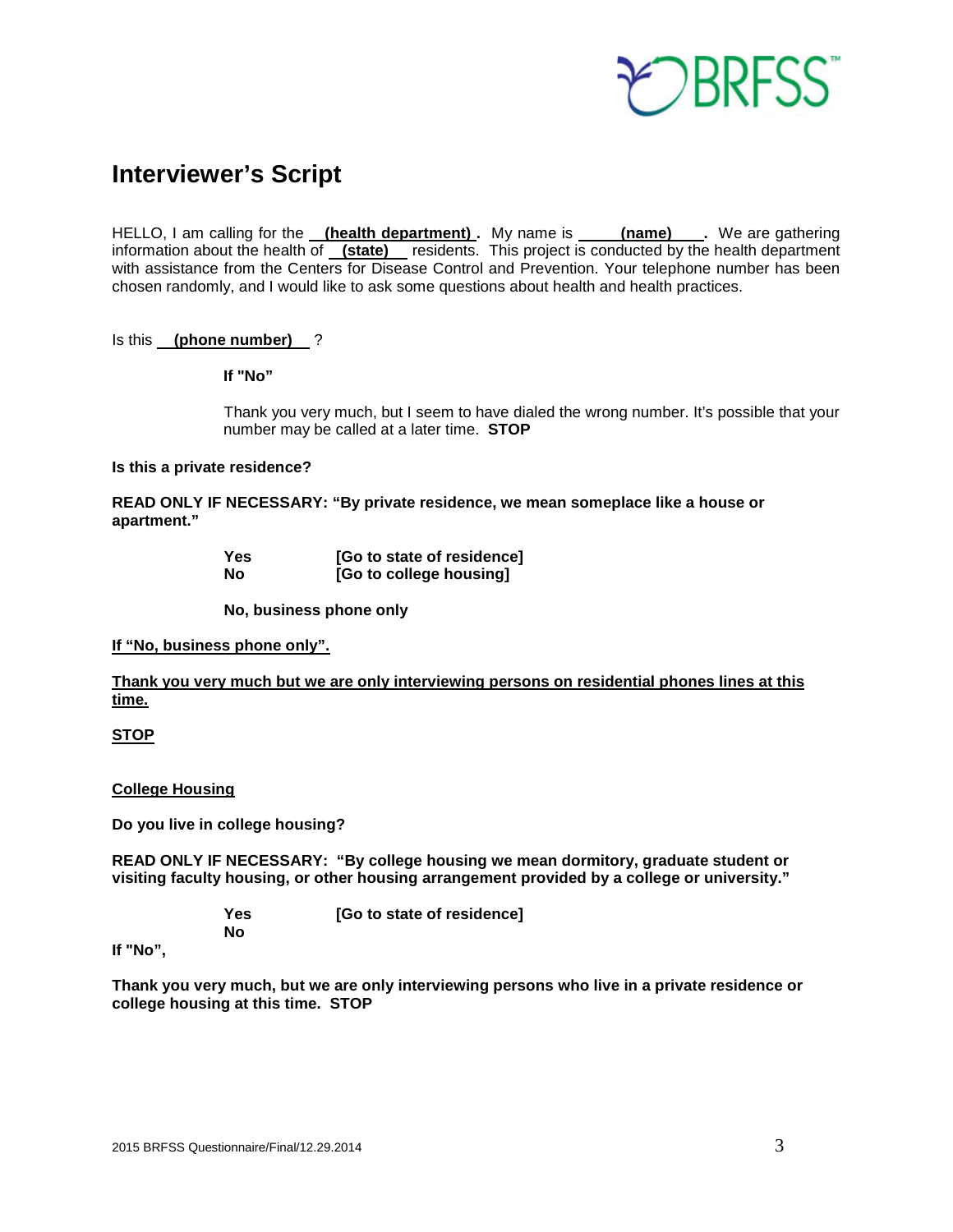# Interviewer's Script

HELLO, I am calling for the **(health department)**. My name is **(name)**. We are gathering information about the health of **(state)** residents. This project is conducted by the health department with assistance from the Centers for Disease Control and Prevention. Your telephone number has been chosen randomly, and I would like to ask some questions about health and health practices.

Is this **(phone number)** ?

**If "No"**

Thank you very much, but I seem to have dialed the wrong number. It's possible that your number may be called at a later time. **STOP**

**Is this a private residence?**

**READ ONLY IF NECESSARY: "By private residence, we mean someplace like a house or apartment."**

**Yes** **[Go to state of residence]**
**No** **[Go to college housing]**

**No, business phone only**

**If "No, business phone only".**

**Thank you very much but we are only interviewing persons on residential phones lines at this time.**

**STOP**

**College Housing**

**Do you live in college housing?**

**READ ONLY IF NECESSARY: "By college housing we mean dormitory, graduate student or visiting faculty housing, or other housing arrangement provided by a college or university."**

**Yes** **[Go to state of residence]**
**No**

**If "No",**

**Thank you very much, but we are only interviewing persons who live in a private residence or college housing at this time. STOP**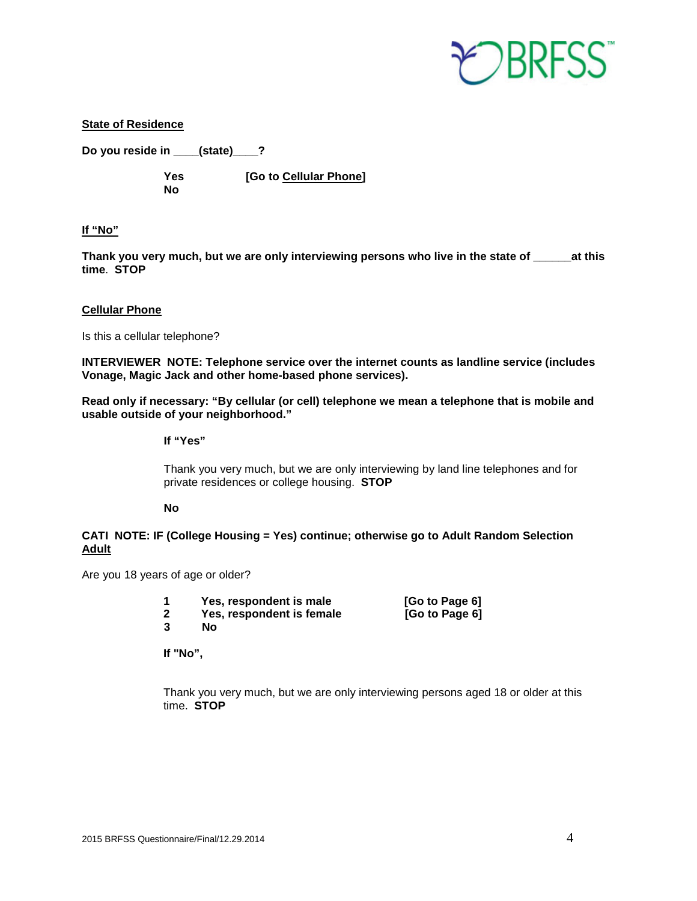**State of Residence**

**Do you reside in ____(state)____?**

**Yes** **[Go to Cellular Phone]**
**No**

**If "No"**

**Thank you very much, but we are only interviewing persons who live in the state of ______at this time. STOP**

**Cellular Phone**

Is this a cellular telephone?

**INTERVIEWER NOTE: Telephone service over the internet counts as landline service (includes Vonage, Magic Jack and other home-based phone services).**

**Read only if necessary: "By cellular (or cell) telephone we mean a telephone that is mobile and usable outside of your neighborhood."**

**If "Yes"**

Thank you very much, but we are only interviewing by land line telephones and for private residences or college housing. **STOP**

**No**

**CATI NOTE: IF (College Housing = Yes) continue; otherwise go to Adult Random Selection**

**Adult**

Are you 18 years of age or older?

**1 Yes, respondent is male [Go to Page 6]**
**2 Yes, respondent is female [Go to Page 6]**
**3 No**

**If "No",**

Thank you very much, but we are only interviewing persons aged 18 or older at this time. **STOP**

2015 BRFSS Questionnaire/Final/12.29.2014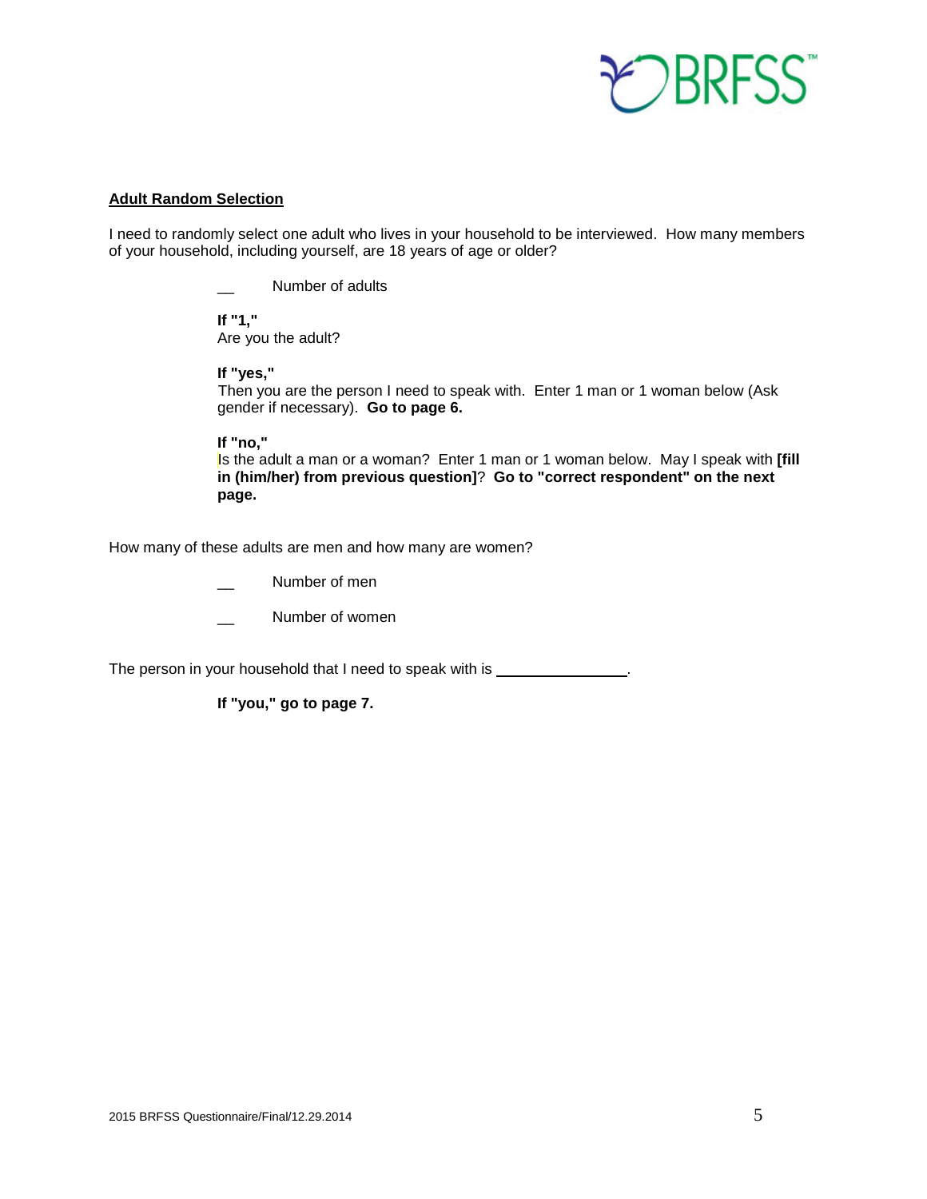**Adult Random Selection**

I need to randomly select one adult who lives in your household to be interviewed. How many members of your household, including yourself, are 18 years of age or older?

__ Number of adults

**If "1,"**
Are you the adult?

**If "yes,"**
Then you are the person I need to speak with. Enter 1 man or 1 woman below (Ask gender if necessary). **Go to page 6.**

**If "no,"**
Is the adult a man or a woman? Enter 1 man or 1 woman below. May I speak with **[fill in (him/her) from previous question]**? **Go to "correct respondent" on the next page.**

How many of these adults are men and how many are women?

__ Number of men

__ Number of women

The person in your household that I need to speak with is ________________.

**If "you," go to page 7.**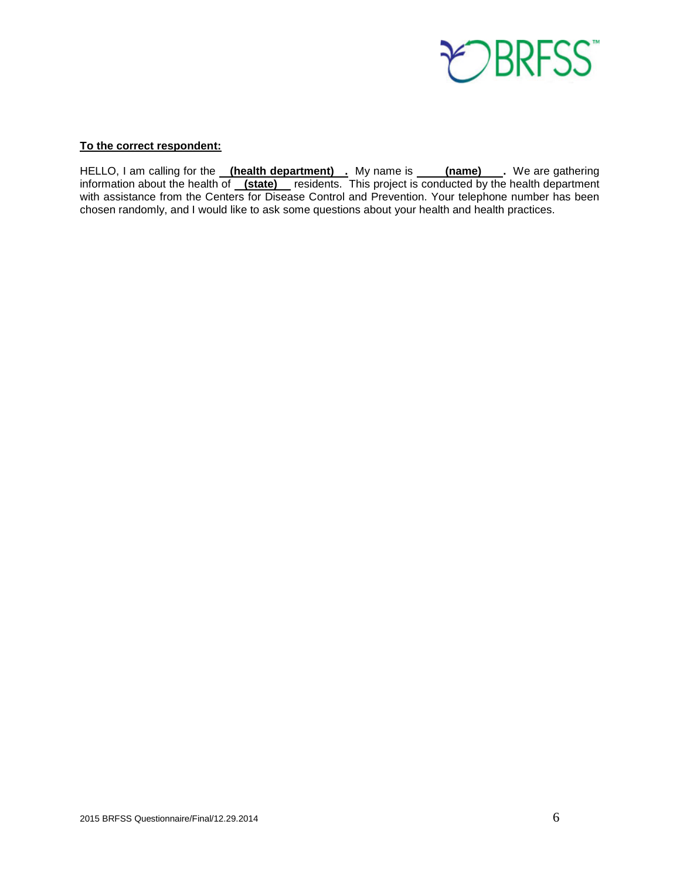**To the correct respondent:**

HELLO, I am calling for the **(health department)** . My name is **(name)** . We are gathering information about the health of **(state)** residents. This project is conducted by the health department with assistance from the Centers for Disease Control and Prevention. Your telephone number has been chosen randomly, and I would like to ask some questions about your health and health practices.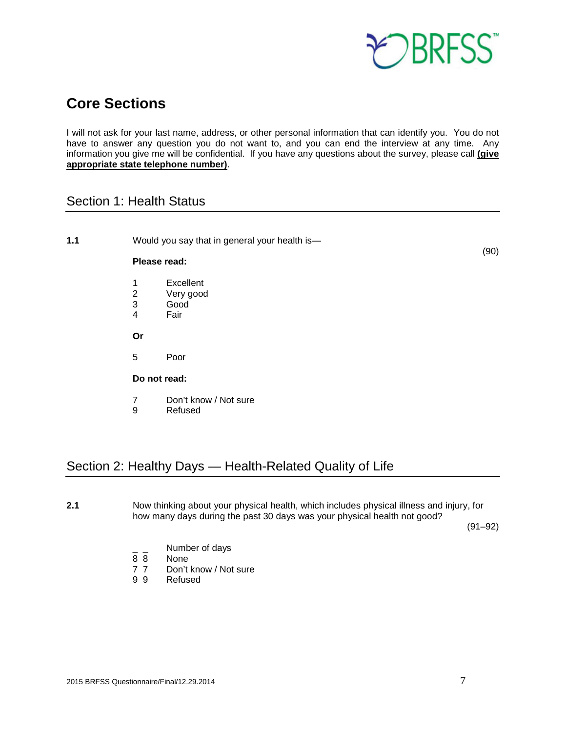# Core Sections

I will not ask for your last name, address, or other personal information that can identify you. You do not have to answer any question you do not want to, and you can end the interview at any time. Any information you give me will be confidential. If you have any questions about the survey, please call **(give appropriate state telephone number)**.

## Section 1: Health Status

**1.1** Would you say that in general your health is— (90)

**Please read:**

1 Excellent
2 Very good
3 Good
4 Fair

**Or**

5 Poor

**Do not read:**

7 Don't know / Not sure
9 Refused

## Section 2: Healthy Days — Health-Related Quality of Life

**2.1** Now thinking about your physical health, which includes physical illness and injury, for how many days during the past 30 days was your physical health not good? (91–92)

_ _ Number of days
8 8 None
7 7 Don't know / Not sure
9 9 Refused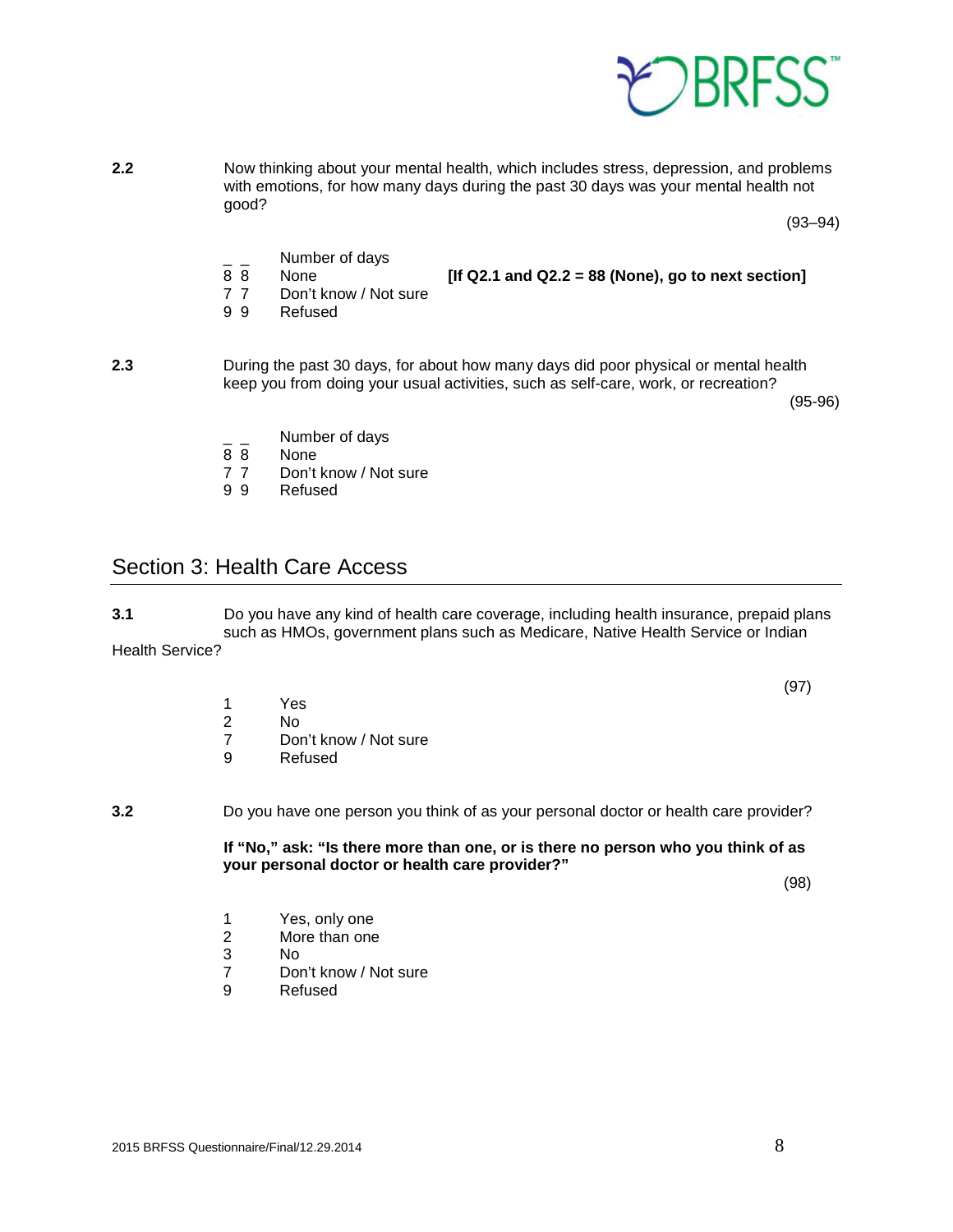**2.2** Now thinking about your mental health, which includes stress, depression, and problems with emotions, for how many days during the past 30 days was your mental health not good?

(93–94)

_ _ Number of days
8 8 None **[If Q2.1 and Q2.2 = 88 (None), go to next section]**
7 7 Don't know / Not sure
9 9 Refused

**2.3** During the past 30 days, for about how many days did poor physical or mental health keep you from doing your usual activities, such as self-care, work, or recreation?

(95-96)

_ _ Number of days
8 8 None
7 7 Don't know / Not sure
9 9 Refused

## Section 3: Health Care Access

**3.1** Do you have any kind of health care coverage, including health insurance, prepaid plans such as HMOs, government plans such as Medicare, Native Health Service or Indian Health Service?

(97)

1 Yes
2 No
7 Don't know / Not sure
9 Refused

**3.2** Do you have one person you think of as your personal doctor or health care provider?

**If "No," ask: "Is there more than one, or is there no person who you think of as your personal doctor or health care provider?"**

(98)

1 Yes, only one
2 More than one
3 No
7 Don't know / Not sure
9 Refused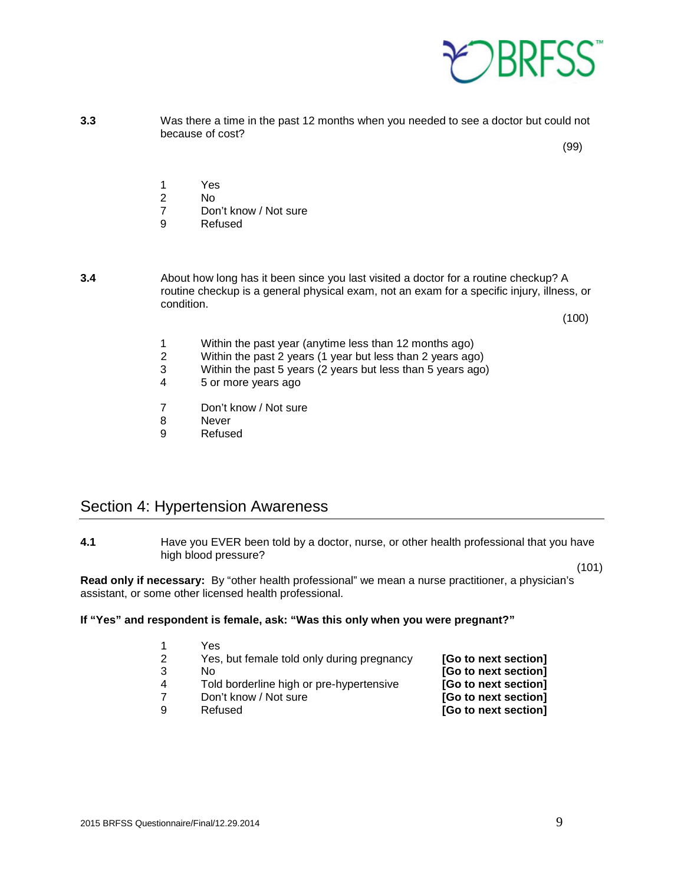**3.3** Was there a time in the past 12 months when you needed to see a doctor but could not because of cost?

(99)

1 Yes
2 No
7 Don't know / Not sure
9 Refused

**3.4** About how long has it been since you last visited a doctor for a routine checkup? A routine checkup is a general physical exam, not an exam for a specific injury, illness, or condition.

(100)

1 Within the past year (anytime less than 12 months ago)
2 Within the past 2 years (1 year but less than 2 years ago)
3 Within the past 5 years (2 years but less than 5 years ago)
4 5 or more years ago

7 Don't know / Not sure
8 Never
9 Refused

## Section 4: Hypertension Awareness

**4.1** Have you EVER been told by a doctor, nurse, or other health professional that you have high blood pressure?

(101)

**Read only if necessary:** By "other health professional" we mean a nurse practitioner, a physician's assistant, or some other licensed health professional.

**If "Yes" and respondent is female, ask: "Was this only when you were pregnant?"**

1 Yes
2 Yes, but female told only during pregnancy **[Go to next section]**
3 No **[Go to next section]**
4 Told borderline high or pre-hypertensive **[Go to next section]**
7 Don't know / Not sure **[Go to next section]**
9 Refused **[Go to next section]**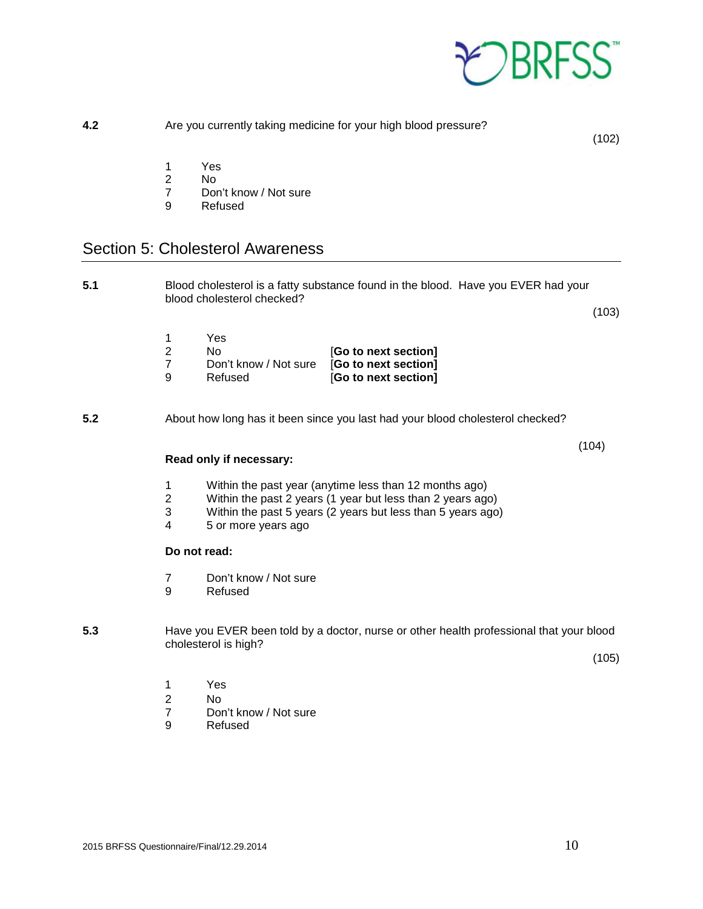**4.2** Are you currently taking medicine for your high blood pressure?

(102)

1 Yes
2 No
7 Don't know / Not sure
9 Refused

## Section 5: Cholesterol Awareness

**5.1** Blood cholesterol is a fatty substance found in the blood. Have you EVER had your blood cholesterol checked?

(103)

1 Yes
2 No [**Go to next section]**
7 Don't know / Not sure [**Go to next section]**
9 Refused [**Go to next section]**

**5.2** About how long has it been since you last had your blood cholesterol checked?

(104)

**Read only if necessary:**

1 Within the past year (anytime less than 12 months ago)
2 Within the past 2 years (1 year but less than 2 years ago)
3 Within the past 5 years (2 years but less than 5 years ago)
4 5 or more years ago

**Do not read:**

7 Don't know / Not sure
9 Refused

**5.3** Have you EVER been told by a doctor, nurse or other health professional that your blood cholesterol is high?

(105)

1 Yes
2 No
7 Don't know / Not sure
9 Refused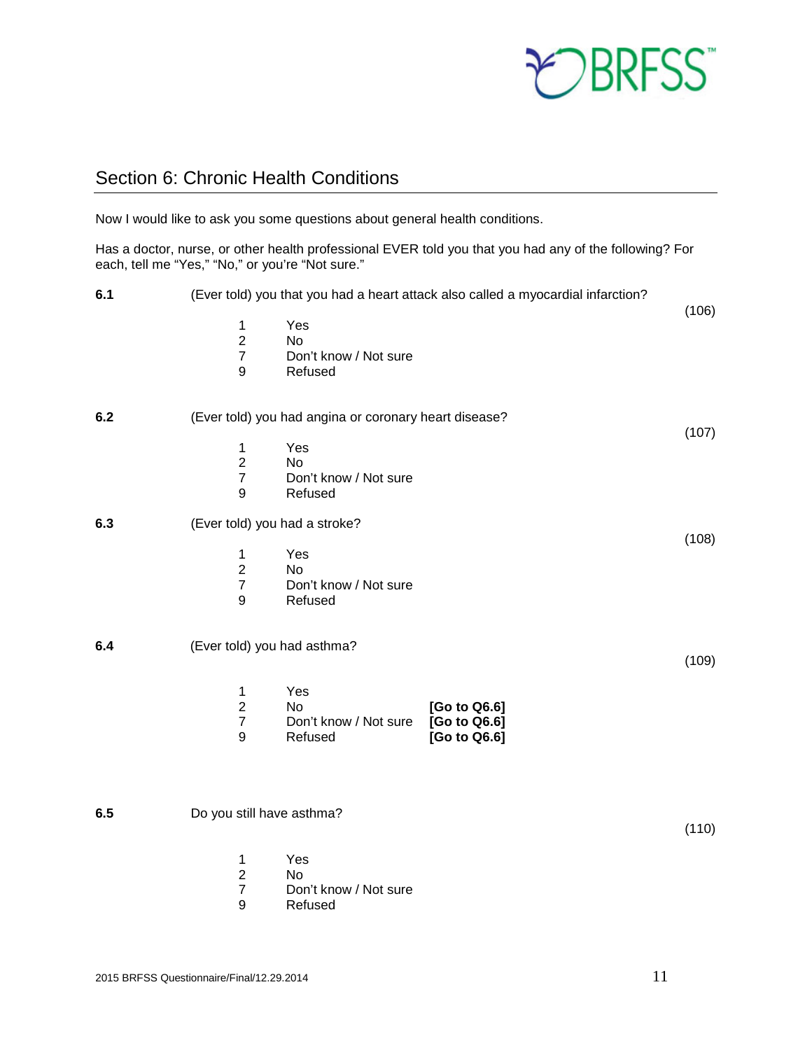## Section 6: Chronic Health Conditions

Now I would like to ask you some questions about general health conditions.

Has a doctor, nurse, or other health professional EVER told you that you had any of the following? For each, tell me "Yes," "No," or you're "Not sure."

**6.1** (Ever told) you that you had a heart attack also called a myocardial infarction? (106)

1 Yes
2 No
7 Don't know / Not sure
9 Refused

**6.2** (Ever told) you had angina or coronary heart disease? (107)

1 Yes
2 No
7 Don't know / Not sure
9 Refused

**6.3** (Ever told) you had a stroke? (108)

1 Yes
2 No
7 Don't know / Not sure
9 Refused

**6.4** (Ever told) you had asthma? (109)

1 Yes
2 No **[Go to Q6.6]**
7 Don't know / Not sure **[Go to Q6.6]**
9 Refused **[Go to Q6.6]**

**6.5** Do you still have asthma? (110)

1 Yes
2 No
7 Don't know / Not sure
9 Refused

2015 BRFSS Questionnaire/Final/12.29.2014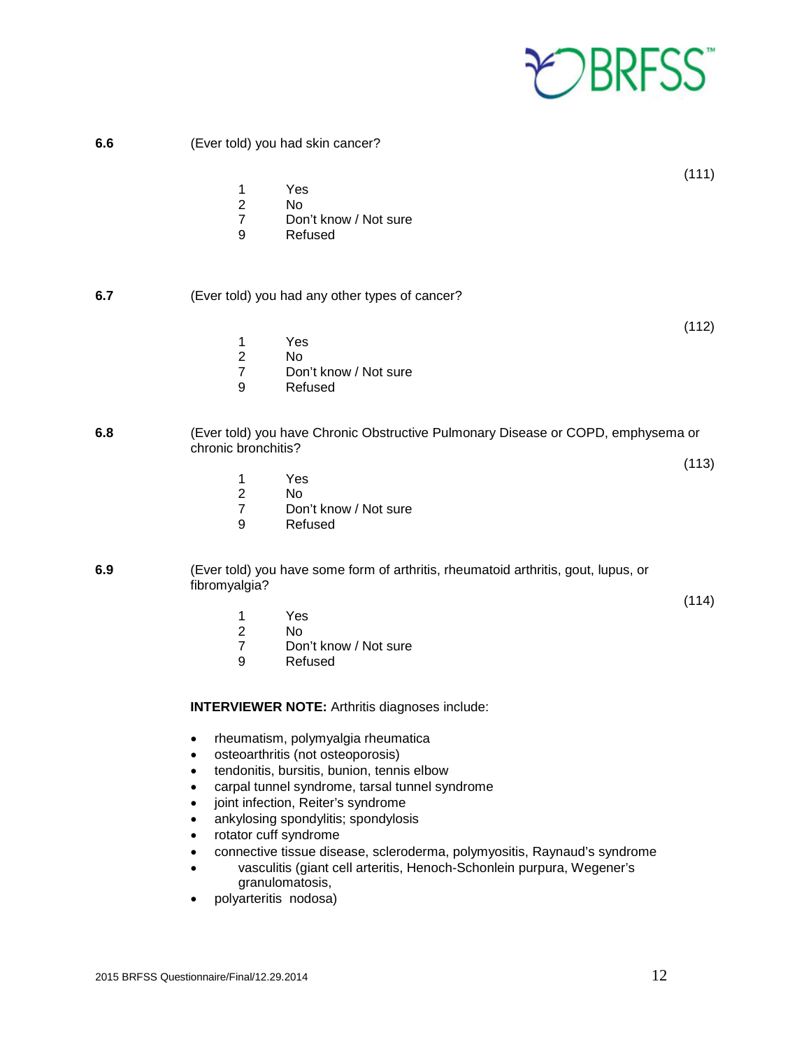**6.6** (Ever told) you had skin cancer?

(111)

1 Yes
2 No
7 Don't know / Not sure
9 Refused

**6.7** (Ever told) you had any other types of cancer?

(112)

1 Yes
2 No
7 Don't know / Not sure
9 Refused

**6.8** (Ever told) you have Chronic Obstructive Pulmonary Disease or COPD, emphysema or chronic bronchitis?

(113)

1 Yes
2 No
7 Don't know / Not sure
9 Refused

**6.9** (Ever told) you have some form of arthritis, rheumatoid arthritis, gout, lupus, or fibromyalgia?

(114)

1 Yes
2 No
7 Don't know / Not sure
9 Refused

**INTERVIEWER NOTE:** Arthritis diagnoses include:

- rheumatism, polymyalgia rheumatica
- osteoarthritis (not osteoporosis)
- tendonitis, bursitis, bunion, tennis elbow
- carpal tunnel syndrome, tarsal tunnel syndrome
- joint infection, Reiter's syndrome
- ankylosing spondylitis; spondylosis
- rotator cuff syndrome
- connective tissue disease, scleroderma, polymyositis, Raynaud's syndrome
- vasculitis (giant cell arteritis, Henoch-Schonlein purpura, Wegener's granulomatosis,
- polyarteritis nodosa)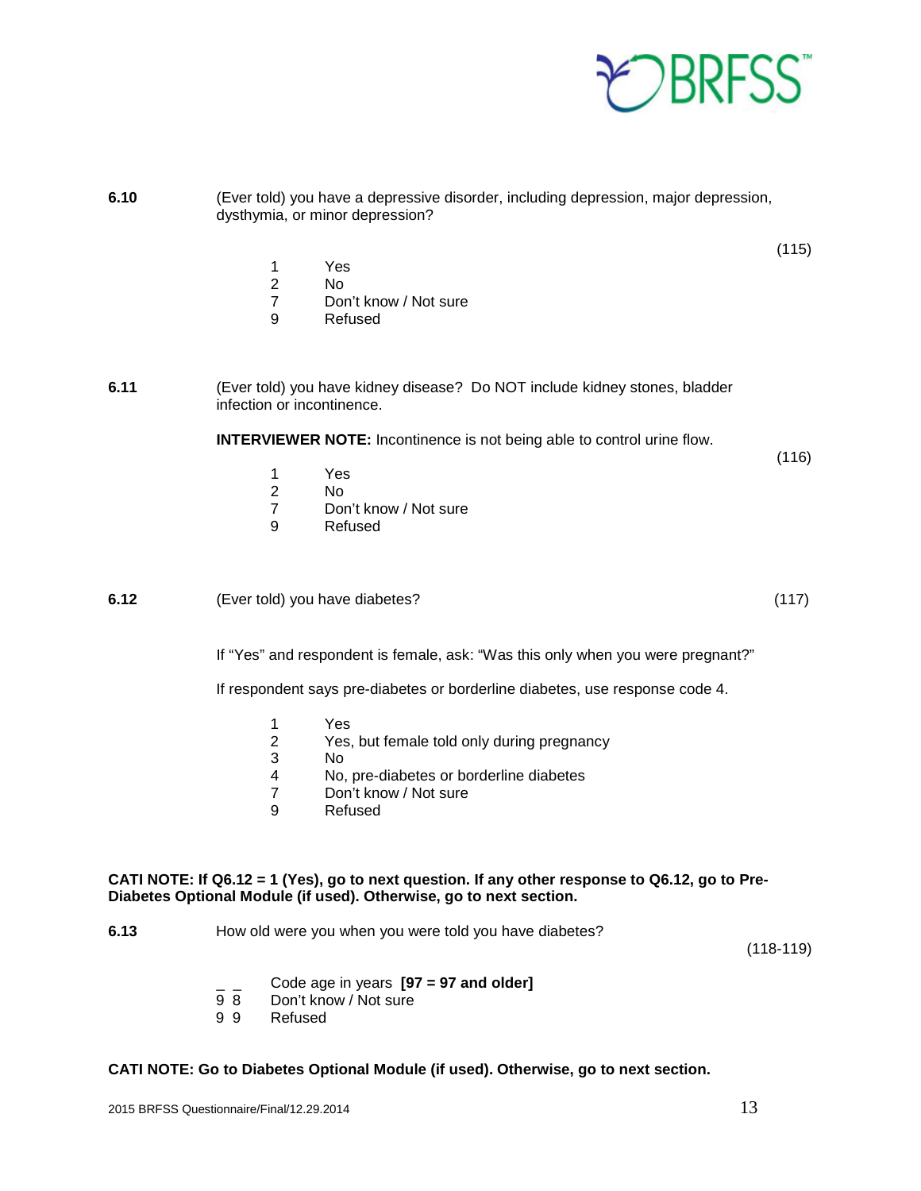**6.10** (Ever told) you have a depressive disorder, including depression, major depression, dysthymia, or minor depression?

(115)

1 Yes
2 No
7 Don't know / Not sure
9 Refused

**6.11** (Ever told) you have kidney disease? Do NOT include kidney stones, bladder infection or incontinence.

**INTERVIEWER NOTE:** Incontinence is not being able to control urine flow.

(116)

1 Yes
2 No
7 Don't know / Not sure
9 Refused

**6.12** (Ever told) you have diabetes? (117)

If "Yes" and respondent is female, ask: "Was this only when you were pregnant?"

If respondent says pre-diabetes or borderline diabetes, use response code 4.

1 Yes
2 Yes, but female told only during pregnancy
3 No
4 No, pre-diabetes or borderline diabetes
7 Don't know / Not sure
9 Refused

**CATI NOTE: If Q6.12 = 1 (Yes), go to next question. If any other response to Q6.12, go to Pre-Diabetes Optional Module (if used). Otherwise, go to next section.**

**6.13** How old were you when you were told you have diabetes?

(118-119)

_ _ Code age in years **[97 = 97 and older]**
9 8 Don't know / Not sure
9 9 Refused

**CATI NOTE: Go to Diabetes Optional Module (if used). Otherwise, go to next section.**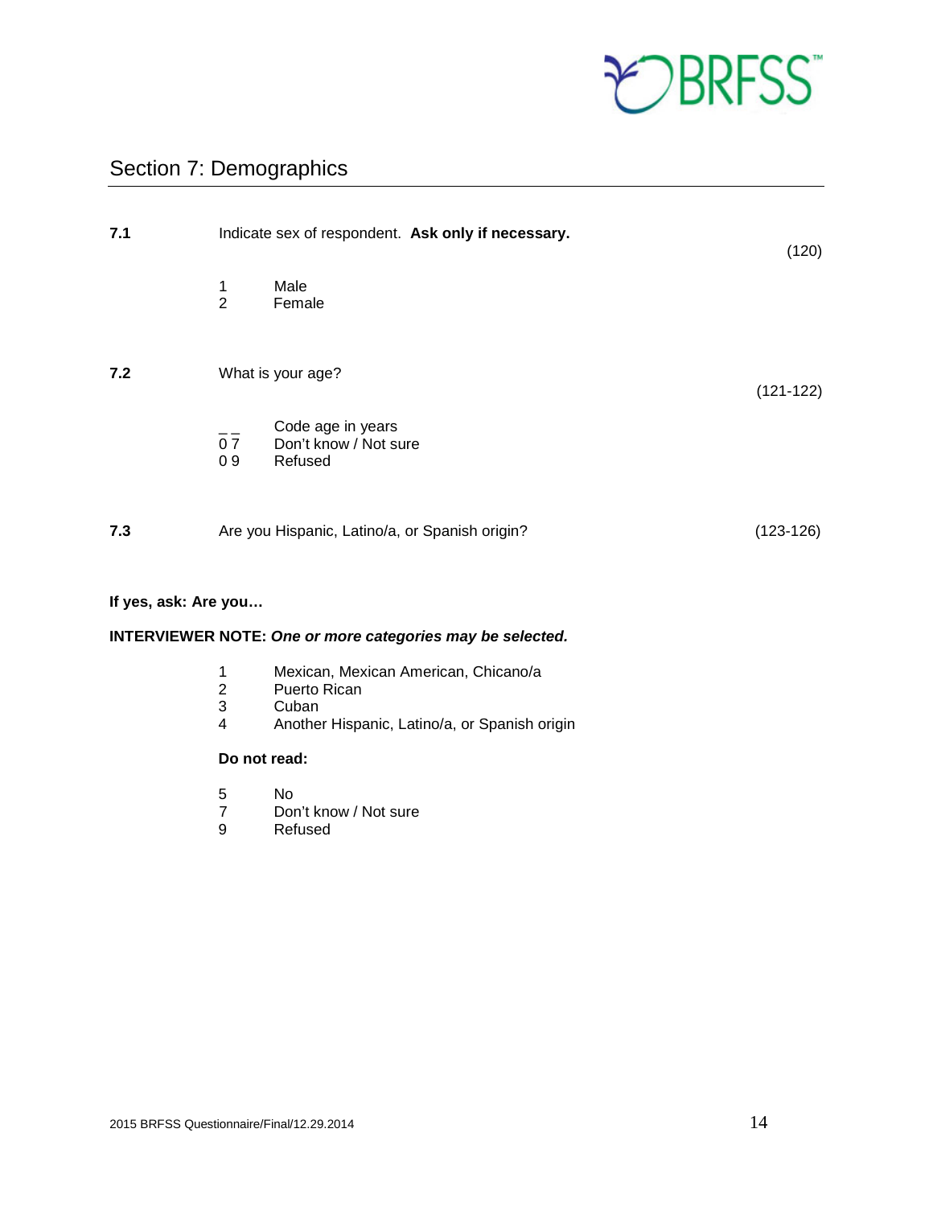## Section 7: Demographics

**7.1** Indicate sex of respondent. **Ask only if necessary.** (120)

1 Male
2 Female

**7.2** What is your age? (121-122)

_ _ Code age in years
0 7 Don't know / Not sure
0 9 Refused

**7.3** Are you Hispanic, Latino/a, or Spanish origin? (123-126)

**If yes, ask: Are you…**

**INTERVIEWER NOTE:** ***One or more categories may be selected.***

1 Mexican, Mexican American, Chicano/a
2 Puerto Rican
3 Cuban
4 Another Hispanic, Latino/a, or Spanish origin

**Do not read:**

5 No
7 Don't know / Not sure
9 Refused

2015 BRFSS Questionnaire/Final/12.29.2014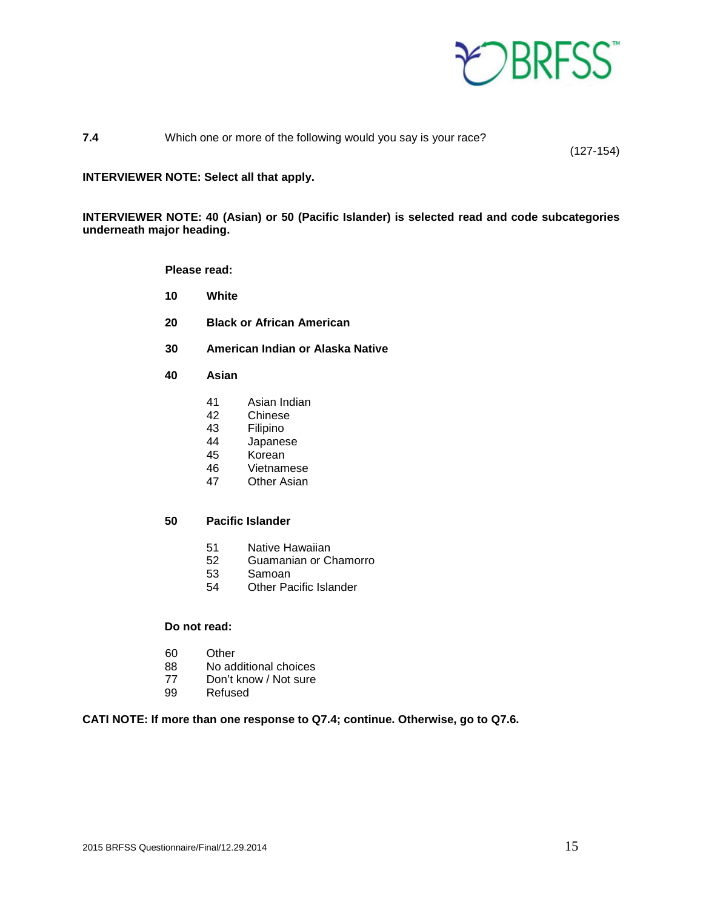**7.4** Which one or more of the following would you say is your race?

(127-154)

**INTERVIEWER NOTE: Select all that apply.**

**INTERVIEWER NOTE: 40 (Asian) or 50 (Pacific Islander) is selected read and code subcategories underneath major heading.**

**Please read:**

**10 White**

**20 Black or African American**

**30 American Indian or Alaska Native**

**40 Asian**

41 Asian Indian
42 Chinese
43 Filipino
44 Japanese
45 Korean
46 Vietnamese
47 Other Asian

**50 Pacific Islander**

51 Native Hawaiian
52 Guamanian or Chamorro
53 Samoan
54 Other Pacific Islander

**Do not read:**

60 Other
88 No additional choices
77 Don't know / Not sure
99 Refused

**CATI NOTE: If more than one response to Q7.4; continue. Otherwise, go to Q7.6.**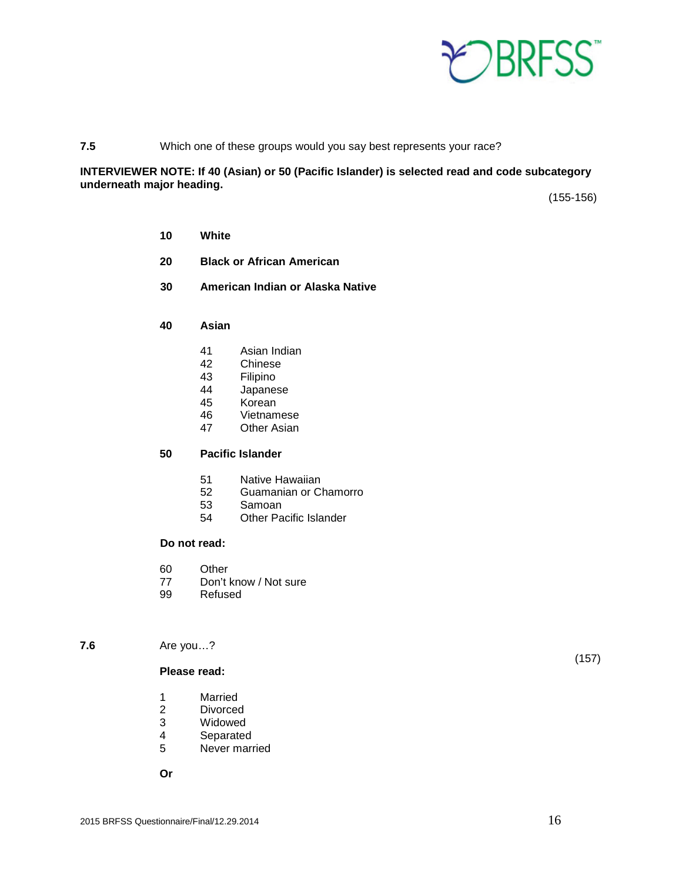**7.5** Which one of these groups would you say best represents your race?

**INTERVIEWER NOTE: If 40 (Asian) or 50 (Pacific Islander) is selected read and code subcategory underneath major heading.**

(155-156)

**10 White**

**20 Black or African American**

**30 American Indian or Alaska Native**

**40 Asian**

- 41 Asian Indian
- 42 Chinese
- 43 Filipino
- 44 Japanese
- 45 Korean
- 46 Vietnamese
- 47 Other Asian

**50 Pacific Islander**

- 51 Native Hawaiian
- 52 Guamanian or Chamorro
- 53 Samoan
- 54 Other Pacific Islander

**Do not read:**

- 60 Other
- 77 Don't know / Not sure
- 99 Refused

**7.6** Are you…?

(157)

**Please read:**

- 1 Married
- 2 Divorced
- 3 Widowed
- 4 Separated
- 5 Never married

**Or**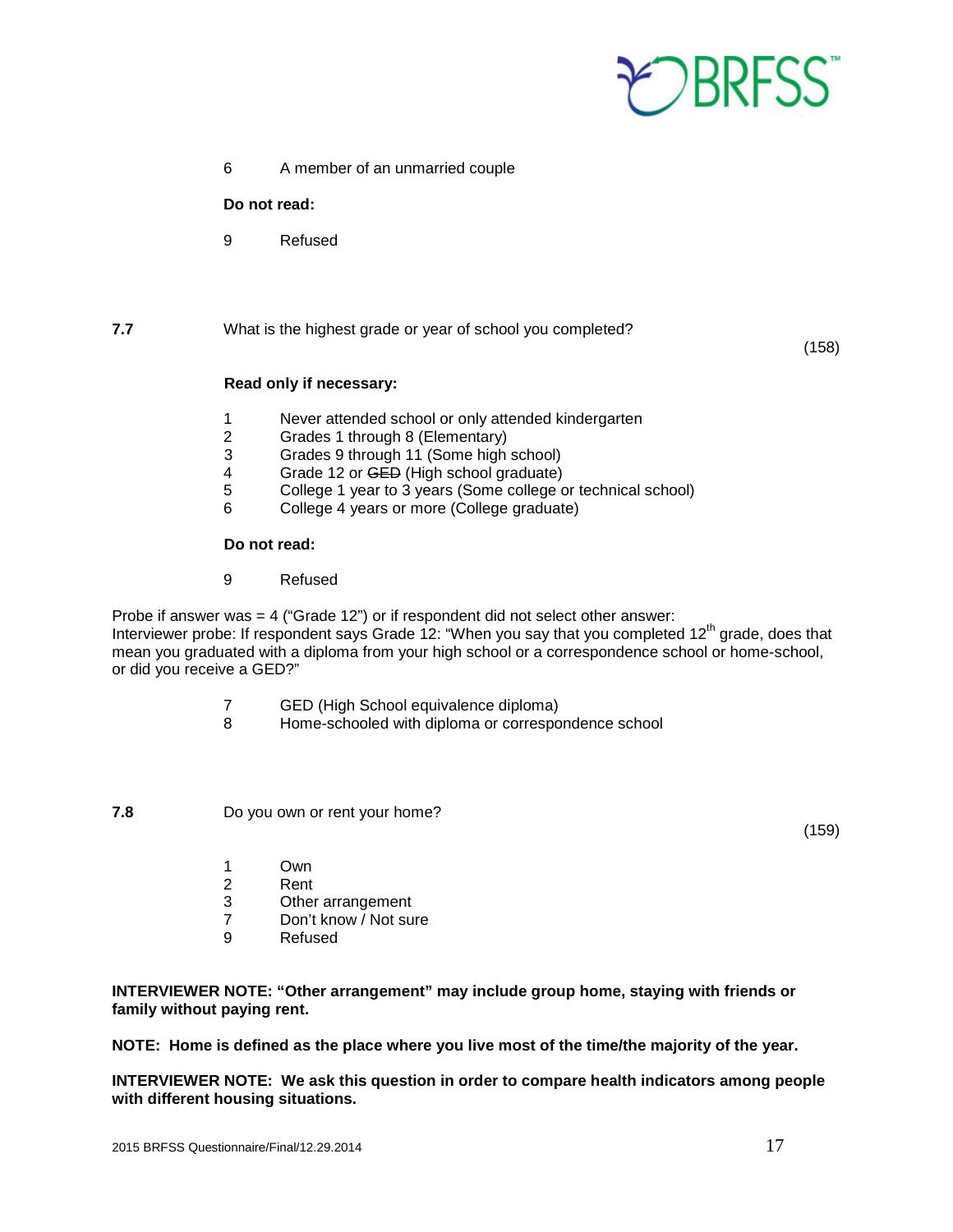6 A member of an unmarried couple

**Do not read:**

9 Refused

**7.7** What is the highest grade or year of school you completed? (158)

**Read only if necessary:**

1 Never attended school or only attended kindergarten
2 Grades 1 through 8 (Elementary)
3 Grades 9 through 11 (Some high school)
4 Grade 12 or ~~GED~~ (High school graduate)
5 College 1 year to 3 years (Some college or technical school)
6 College 4 years or more (College graduate)

**Do not read:**

9 Refused

Probe if answer was = 4 ("Grade 12") or if respondent did not select other answer:
Interviewer probe: If respondent says Grade 12: "When you say that you completed 12th grade, does that mean you graduated with a diploma from your high school or a correspondence school or home-school, or did you receive a GED?"

7 GED (High School equivalence diploma)
8 Home-schooled with diploma or correspondence school

**7.8** Do you own or rent your home? (159)

1 Own
2 Rent
3 Other arrangement
7 Don't know / Not sure
9 Refused

**INTERVIEWER NOTE: "Other arrangement" may include group home, staying with friends or family without paying rent.**

**NOTE: Home is defined as the place where you live most of the time/the majority of the year.**

**INTERVIEWER NOTE: We ask this question in order to compare health indicators among people with different housing situations.**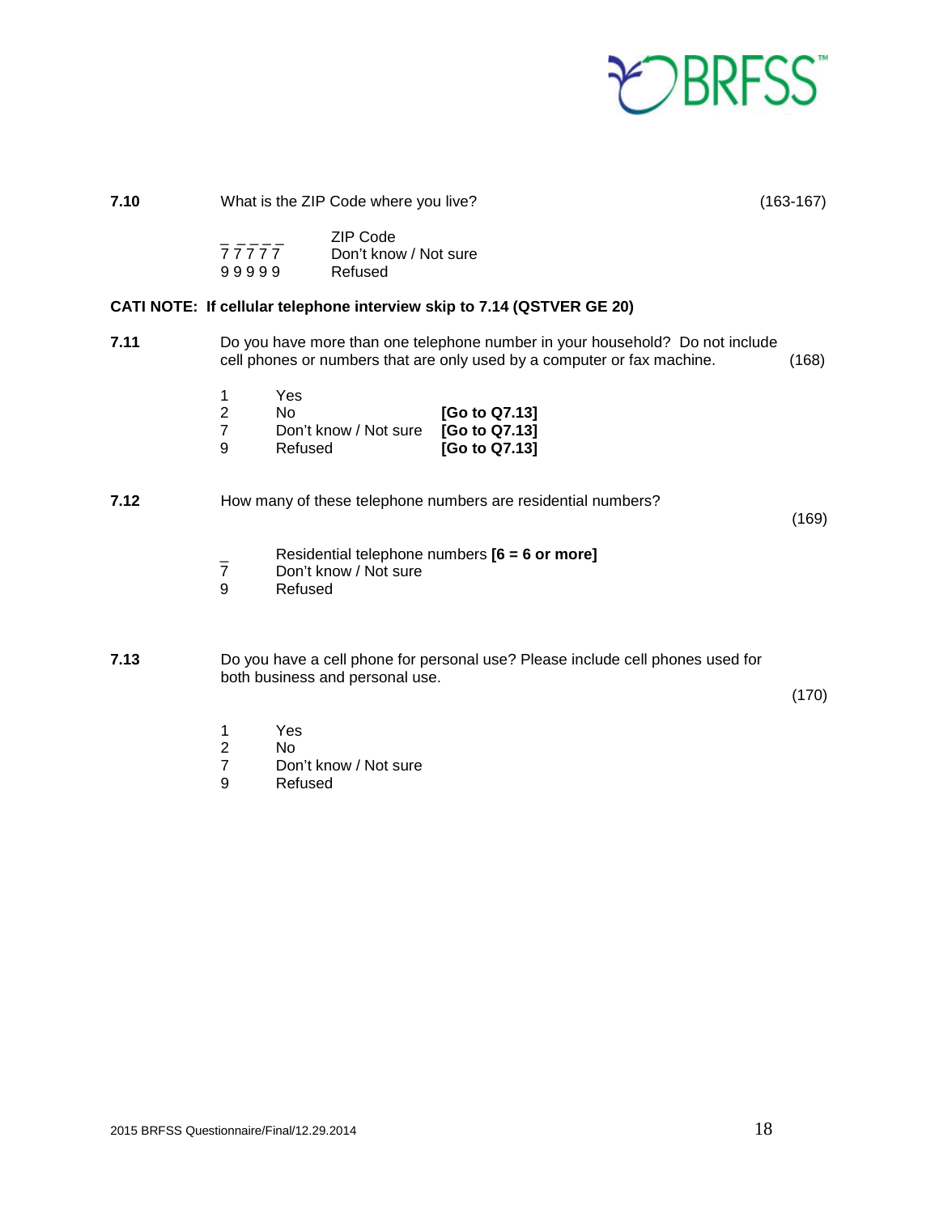**7.10** What is the ZIP Code where you live? (163-167)

| | |
|---|---|
| _ _ _ _ _ | ZIP Code |
| 7 7 7 7 7 | Don't know / Not sure |
| 9 9 9 9 9 | Refused |

**CATI NOTE: If cellular telephone interview skip to 7.14 (QSTVER GE 20)**

**7.11** Do you have more than one telephone number in your household? Do not include cell phones or numbers that are only used by a computer or fax machine. (168)

| | | |
|---|---|---|
| 1 | Yes | |
| 2 | No | **[Go to Q7.13]** |
| 7 | Don't know / Not sure | **[Go to Q7.13]** |
| 9 | Refused | **[Go to Q7.13]** |

**7.12** How many of these telephone numbers are residential numbers? (169)

| | |
|---|---|
| _ | Residential telephone numbers **[6 = 6 or more]** |
| 7 | Don't know / Not sure |
| 9 | Refused |

**7.13** Do you have a cell phone for personal use? Please include cell phones used for both business and personal use. (170)

| | |
|---|---|
| 1 | Yes |
| 2 | No |
| 7 | Don't know / Not sure |
| 9 | Refused |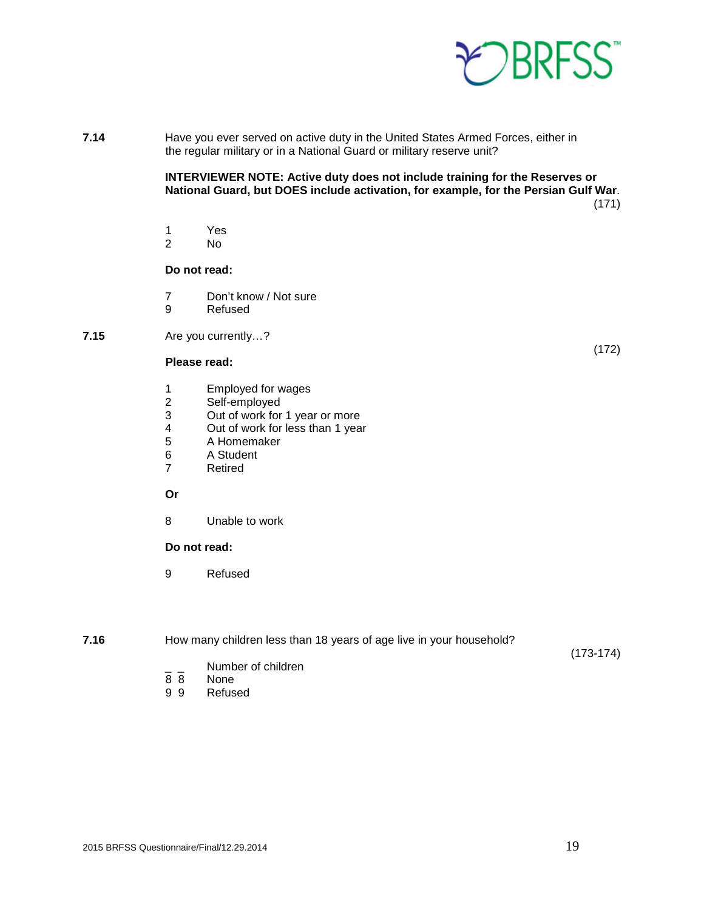**7.14** Have you ever served on active duty in the United States Armed Forces, either in the regular military or in a National Guard or military reserve unit?

**INTERVIEWER NOTE: Active duty does not include training for the Reserves or National Guard, but DOES include activation, for example, for the Persian Gulf War**.

(171)

1 Yes
2 No

**Do not read:**

7 Don't know / Not sure
9 Refused

**7.15** Are you currently…?

(172)

**Please read:**

1 Employed for wages
2 Self-employed
3 Out of work for 1 year or more
4 Out of work for less than 1 year
5 A Homemaker
6 A Student
7 Retired

**Or**

8 Unable to work

**Do not read:**

9 Refused

**7.16** How many children less than 18 years of age live in your household?

(173-174)

_ _ Number of children
8 8 None
9 9 Refused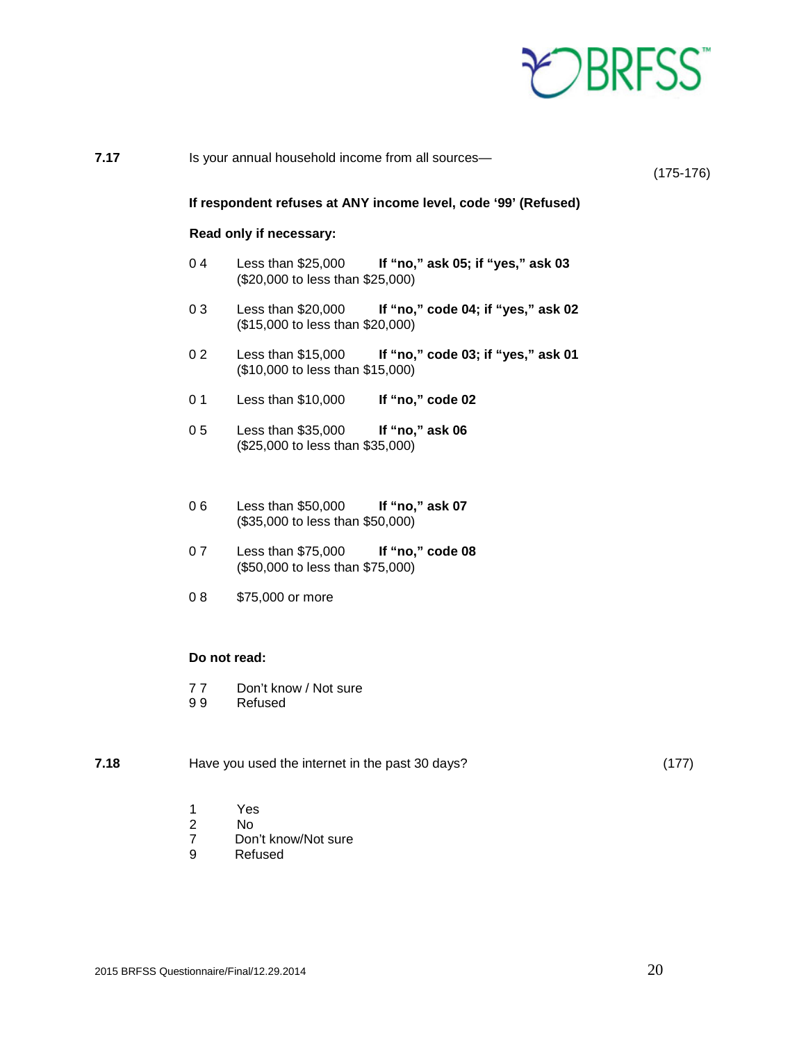**7.17** Is your annual household income from all sources— (175-176)

**If respondent refuses at ANY income level, code '99' (Refused)**

**Read only if necessary:**

| Code | Response | Instruction |
|---|---|---|
| 0 4 | Less than $25,000 ($20,000 to less than $25,000) | **If "no," ask 05; if "yes," ask 03** |
| 0 3 | Less than $20,000 ($15,000 to less than $20,000) | **If "no," code 04; if "yes," ask 02** |
| 0 2 | Less than $15,000 ($10,000 to less than $15,000) | **If "no," code 03; if "yes," ask 01** |
| 0 1 | Less than $10,000 | **If "no," code 02** |
| 0 5 | Less than $35,000 ($25,000 to less than $35,000) | **If "no," ask 06** |
| 0 6 | Less than $50,000 ($35,000 to less than $50,000) | **If "no," ask 07** |
| 0 7 | Less than $75,000 ($50,000 to less than $75,000) | **If "no," code 08** |
| 0 8 | $75,000 or more | |

**Do not read:**

7 7 Don't know / Not sure
9 9 Refused

**7.18** Have you used the internet in the past 30 days? (177)

1 Yes
2 No
7 Don't know/Not sure
9 Refused

2015 BRFSS Questionnaire/Final/12.29.2014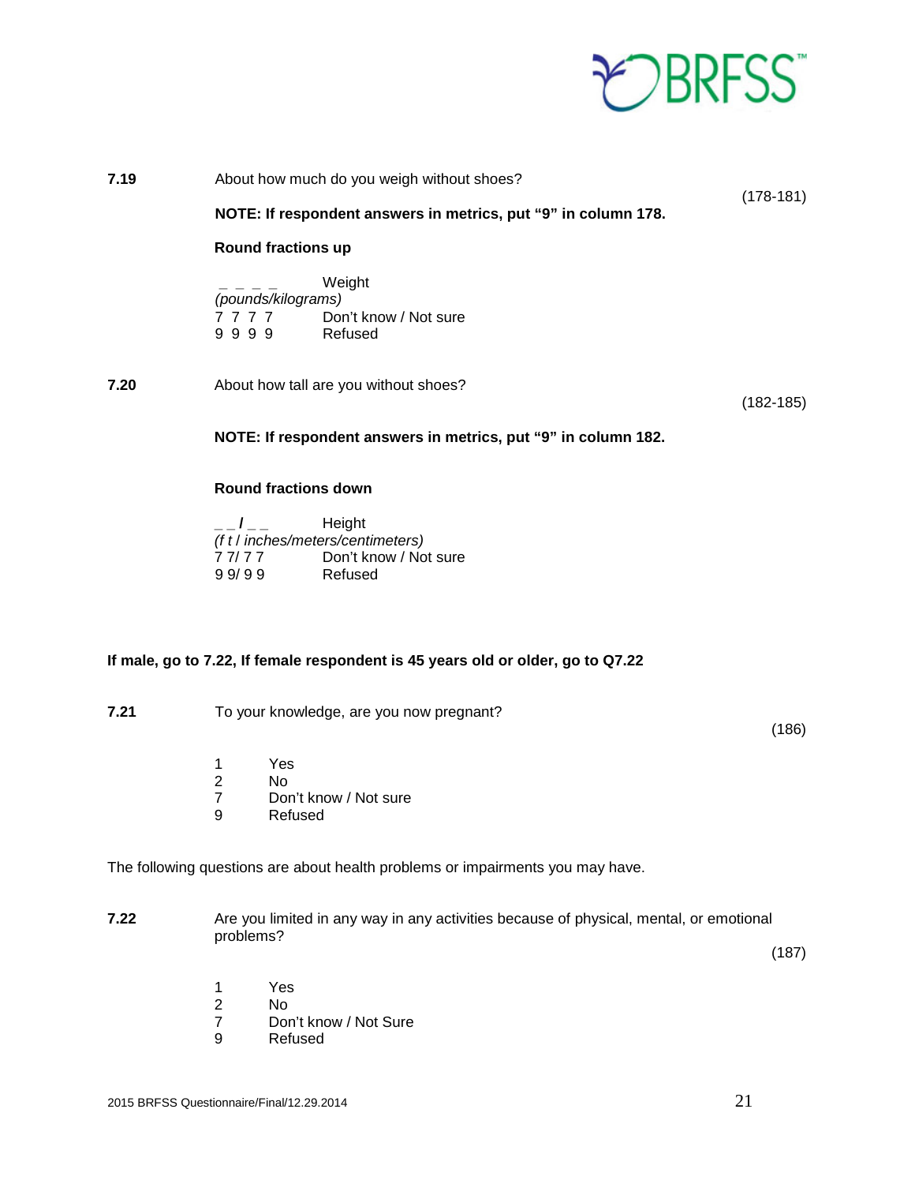**7.19** About how much do you weigh without shoes? (178-181)

**NOTE: If respondent answers in metrics, put "9" in column 178.**

**Round fractions up**

_ _ _ _ Weight
*(pounds/kilograms)*
7 7 7 7 Don't know / Not sure
9 9 9 9 Refused

**7.20** About how tall are you without shoes? (182-185)

**NOTE: If respondent answers in metrics, put "9" in column 182.**

**Round fractions down**

_ _ **/** _ _ Height
*(f t / inches/meters/centimeters)*
7 7/ 7 7 Don't know / Not sure
9 9/ 9 9 Refused

**If male, go to 7.22, If female respondent is 45 years old or older, go to Q7.22**

**7.21** To your knowledge, are you now pregnant? (186)

1 Yes
2 No
7 Don't know / Not sure
9 Refused

The following questions are about health problems or impairments you may have.

**7.22** Are you limited in any way in any activities because of physical, mental, or emotional problems? (187)

1 Yes
2 No
7 Don't know / Not Sure
9 Refused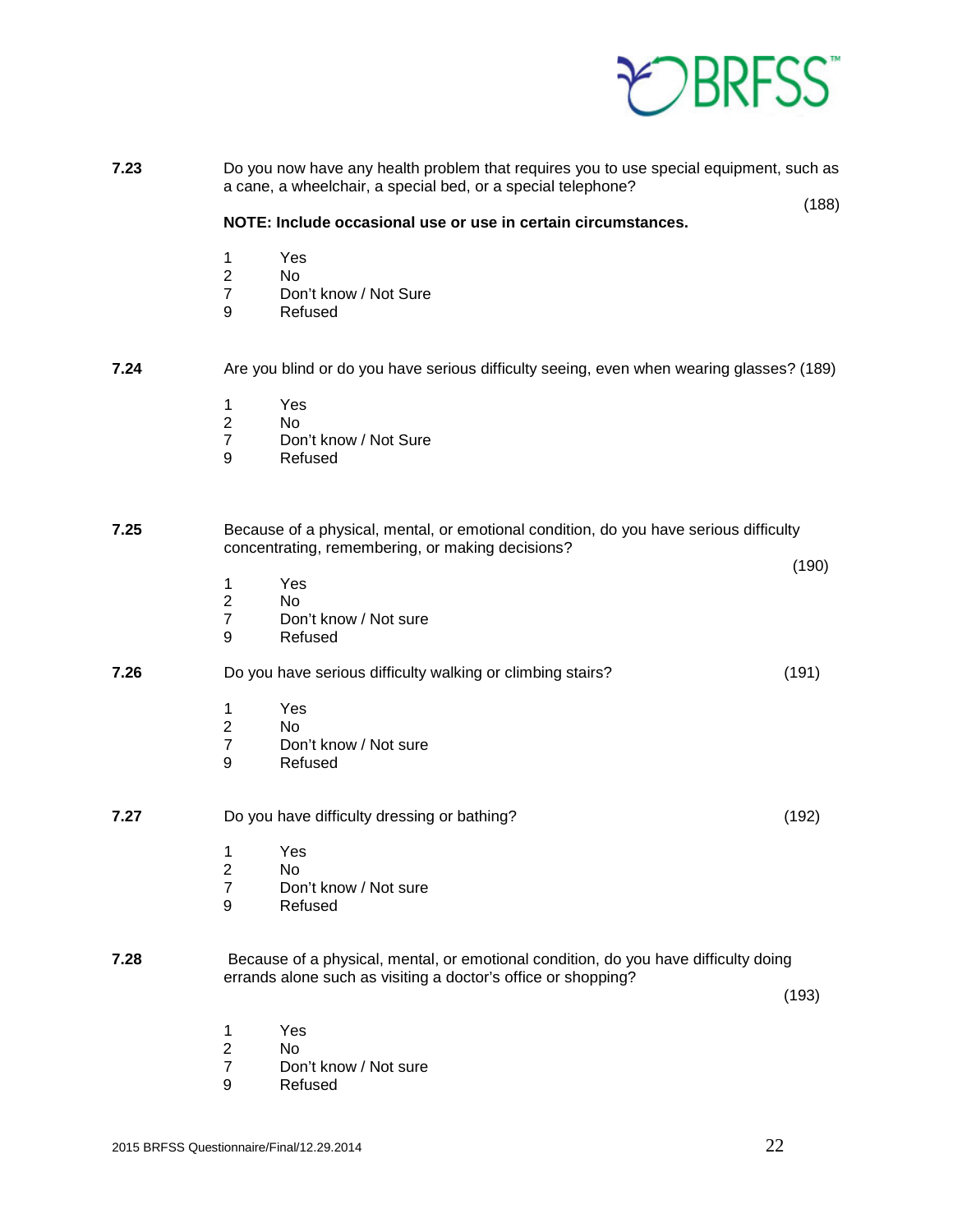**7.23** Do you now have any health problem that requires you to use special equipment, such as a cane, a wheelchair, a special bed, or a special telephone? (188)

**NOTE: Include occasional use or use in certain circumstances.**

1 Yes
2 No
7 Don't know / Not Sure
9 Refused

**7.24** Are you blind or do you have serious difficulty seeing, even when wearing glasses? (189)

1 Yes
2 No
7 Don't know / Not Sure
9 Refused

**7.25** Because of a physical, mental, or emotional condition, do you have serious difficulty concentrating, remembering, or making decisions? (190)

1 Yes
2 No
7 Don't know / Not sure
9 Refused

**7.26** Do you have serious difficulty walking or climbing stairs? (191)

1 Yes
2 No
7 Don't know / Not sure
9 Refused

**7.27** Do you have difficulty dressing or bathing? (192)

1 Yes
2 No
7 Don't know / Not sure
9 Refused

**7.28** Because of a physical, mental, or emotional condition, do you have difficulty doing errands alone such as visiting a doctor's office or shopping? (193)

1 Yes
2 No
7 Don't know / Not sure
9 Refused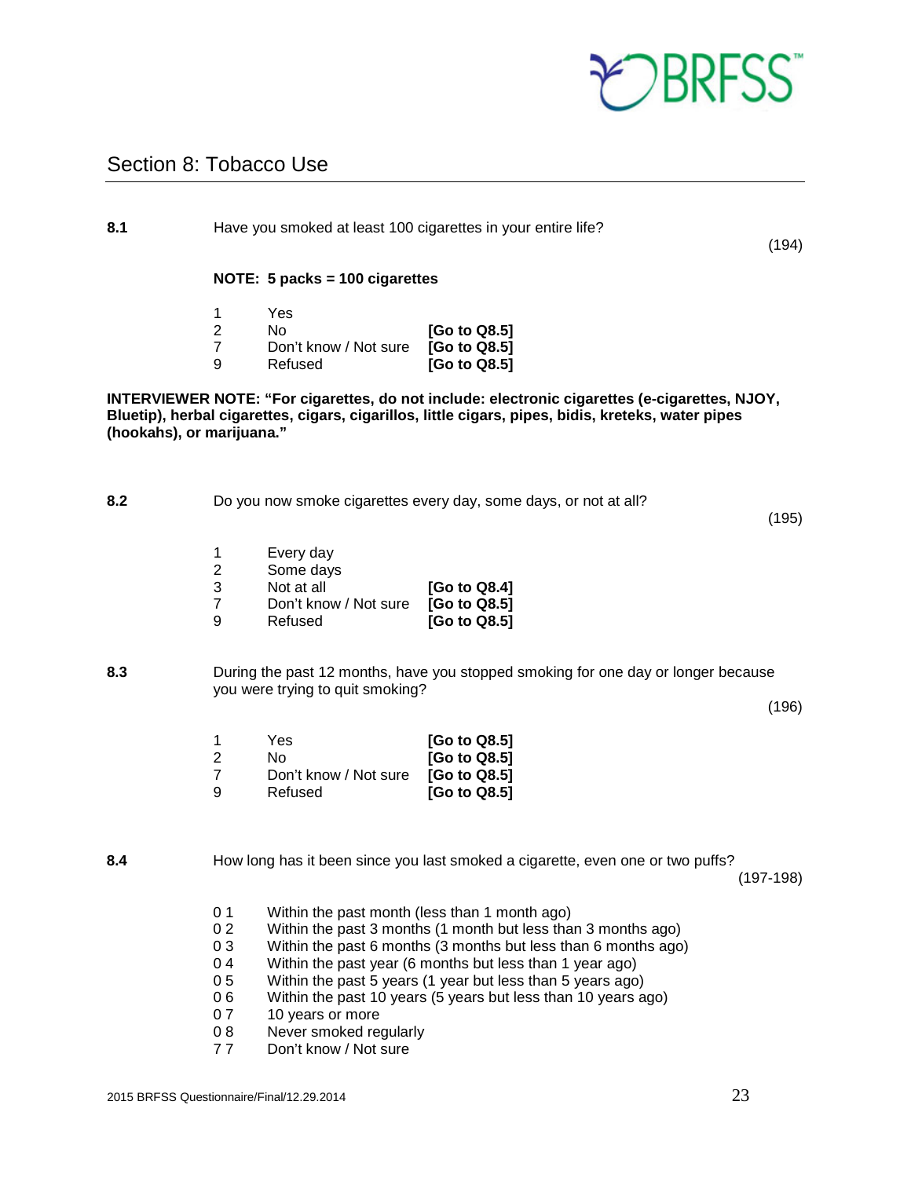## Section 8: Tobacco Use

**8.1** Have you smoked at least 100 cigarettes in your entire life? (194)

**NOTE: 5 packs = 100 cigarettes**

| | | |
|---|---|---|
| 1 | Yes | |
| 2 | No | **[Go to Q8.5]** |
| 7 | Don't know / Not sure | **[Go to Q8.5]** |
| 9 | Refused | **[Go to Q8.5]** |

**INTERVIEWER NOTE: "For cigarettes, do not include: electronic cigarettes (e-cigarettes, NJOY, Bluetip), herbal cigarettes, cigars, cigarillos, little cigars, pipes, bidis, kreteks, water pipes (hookahs), or marijuana."**

**8.2** Do you now smoke cigarettes every day, some days, or not at all? (195)

| | | |
|---|---|---|
| 1 | Every day | |
| 2 | Some days | |
| 3 | Not at all | **[Go to Q8.4]** |
| 7 | Don't know / Not sure | **[Go to Q8.5]** |
| 9 | Refused | **[Go to Q8.5]** |

**8.3** During the past 12 months, have you stopped smoking for one day or longer because you were trying to quit smoking? (196)

| | | |
|---|---|---|
| 1 | Yes | **[Go to Q8.5]** |
| 2 | No | **[Go to Q8.5]** |
| 7 | Don't know / Not sure | **[Go to Q8.5]** |
| 9 | Refused | **[Go to Q8.5]** |

**8.4** How long has it been since you last smoked a cigarette, even one or two puffs? (197-198)

| | |
|---|---|
| 0 1 | Within the past month (less than 1 month ago) |
| 0 2 | Within the past 3 months (1 month but less than 3 months ago) |
| 0 3 | Within the past 6 months (3 months but less than 6 months ago) |
| 0 4 | Within the past year (6 months but less than 1 year ago) |
| 0 5 | Within the past 5 years (1 year but less than 5 years ago) |
| 0 6 | Within the past 10 years (5 years but less than 10 years ago) |
| 0 7 | 10 years or more |
| 0 8 | Never smoked regularly |
| 7 7 | Don't know / Not sure |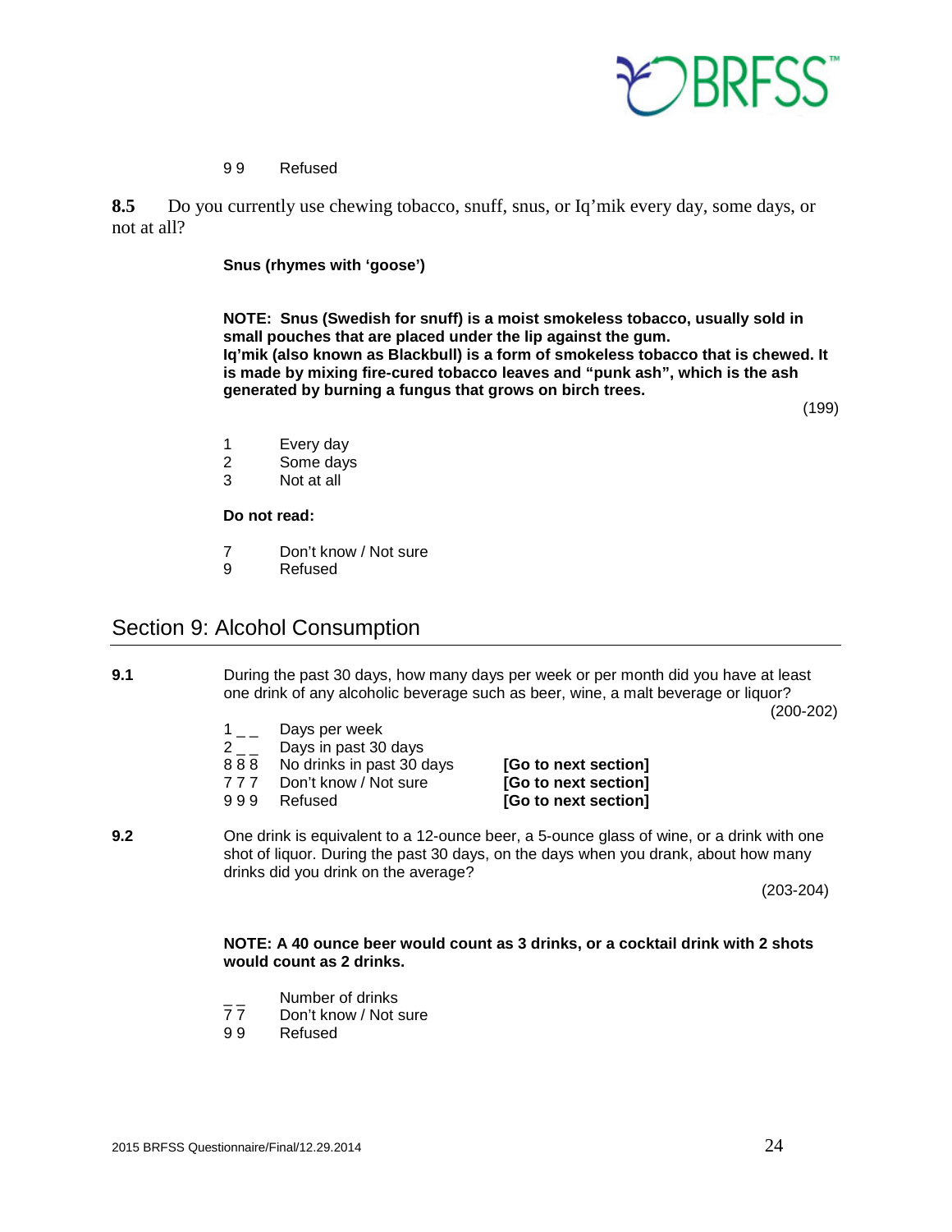9 9 Refused

**8.5** Do you currently use chewing tobacco, snuff, snus, or Iq'mik every day, some days, or not at all?

**Snus (rhymes with 'goose')**

**NOTE: Snus (Swedish for snuff) is a moist smokeless tobacco, usually sold in small pouches that are placed under the lip against the gum.**
**Iq'mik (also known as Blackbull) is a form of smokeless tobacco that is chewed. It is made by mixing fire-cured tobacco leaves and "punk ash", which is the ash generated by burning a fungus that grows on birch trees.**

(199)

1 Every day
2 Some days
3 Not at all

**Do not read:**

7 Don't know / Not sure
9 Refused

## Section 9: Alcohol Consumption

**9.1** During the past 30 days, how many days per week or per month did you have at least one drink of any alcoholic beverage such as beer, wine, a malt beverage or liquor?

(200-202)

| | | |
|---|---|---|
| 1 _ _ | Days per week | |
| 2 _ _ | Days in past 30 days | |
| 8 8 8 | No drinks in past 30 days | **[Go to next section]** |
| 7 7 7 | Don't know / Not sure | **[Go to next section]** |
| 9 9 9 | Refused | **[Go to next section]** |

**9.2** One drink is equivalent to a 12-ounce beer, a 5-ounce glass of wine, or a drink with one shot of liquor. During the past 30 days, on the days when you drank, about how many drinks did you drink on the average?

(203-204)

**NOTE: A 40 ounce beer would count as 3 drinks, or a cocktail drink with 2 shots would count as 2 drinks.**

_ _ Number of drinks
7 7 Don't know / Not sure
9 9 Refused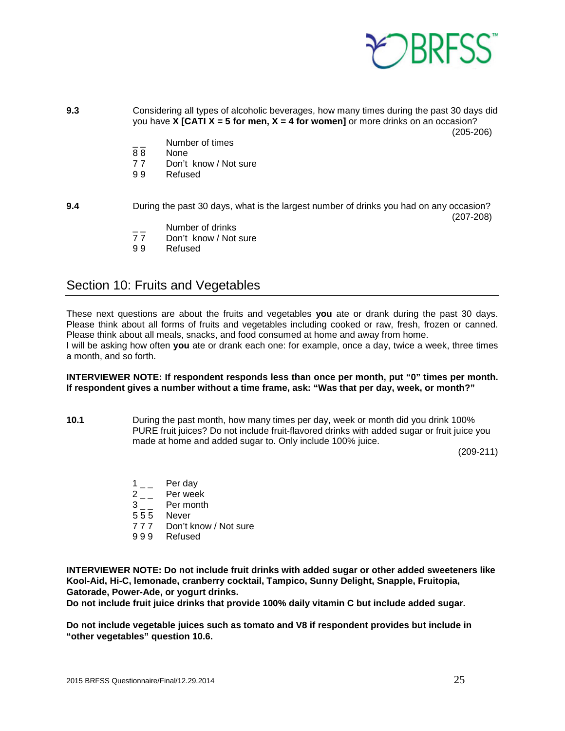**9.3** Considering all types of alcoholic beverages, how many times during the past 30 days did you have **X [CATI X = 5 for men, X = 4 for women]** or more drinks on an occasion?

(205-206)

_ _ Number of times
8 8 None
7 7 Don't know / Not sure
9 9 Refused

**9.4** During the past 30 days, what is the largest number of drinks you had on any occasion?

(207-208)

_ _ Number of drinks
7 7 Don't know / Not sure
9 9 Refused

## Section 10: Fruits and Vegetables

These next questions are about the fruits and vegetables **you** ate or drank during the past 30 days. Please think about all forms of fruits and vegetables including cooked or raw, fresh, frozen or canned. Please think about all meals, snacks, and food consumed at home and away from home.
I will be asking how often **you** ate or drank each one: for example, once a day, twice a week, three times a month, and so forth.

**INTERVIEWER NOTE: If respondent responds less than once per month, put "0" times per month. If respondent gives a number without a time frame, ask: "Was that per day, week, or month?"**

**10.1** During the past month, how many times per day, week or month did you drink 100% PURE fruit juices? Do not include fruit-flavored drinks with added sugar or fruit juice you made at home and added sugar to. Only include 100% juice.

(209-211)

1 _ _ Per day
2 _ _ Per week
3 _ _ Per month
5 5 5 Never
7 7 7 Don't know / Not sure
9 9 9 Refused

**INTERVIEWER NOTE: Do not include fruit drinks with added sugar or other added sweeteners like Kool-Aid, Hi-C, lemonade, cranberry cocktail, Tampico, Sunny Delight, Snapple, Fruitopia, Gatorade, Power-Ade, or yogurt drinks.**
**Do not include fruit juice drinks that provide 100% daily vitamin C but include added sugar.**

**Do not include vegetable juices such as tomato and V8 if respondent provides but include in "other vegetables" question 10.6.**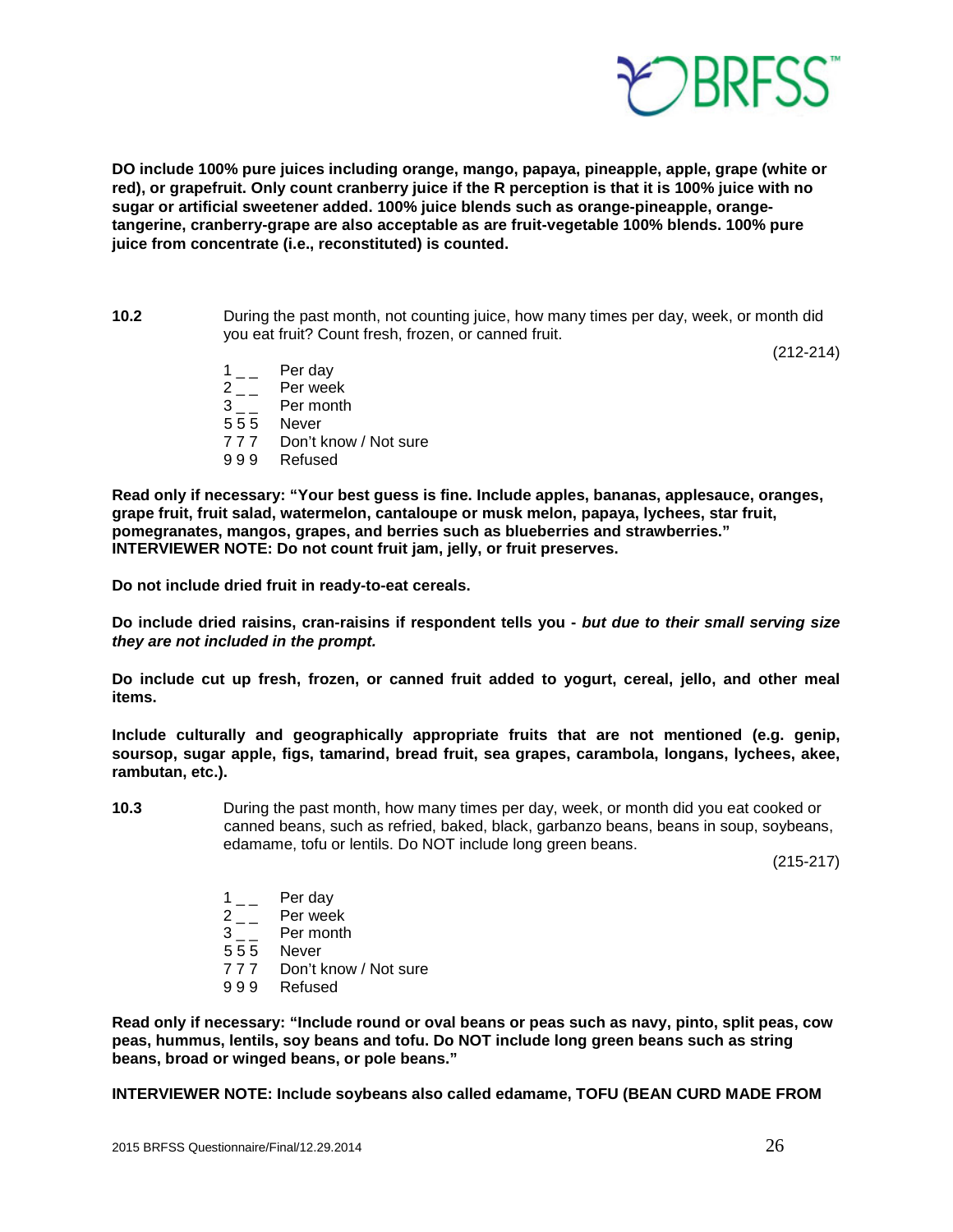**DO include 100% pure juices including orange, mango, papaya, pineapple, apple, grape (white or red), or grapefruit. Only count cranberry juice if the R perception is that it is 100% juice with no sugar or artificial sweetener added. 100% juice blends such as orange-pineapple, orange-tangerine, cranberry-grape are also acceptable as are fruit-vegetable 100% blends. 100% pure juice from concentrate (i.e., reconstituted) is counted.**

**10.2** During the past month, not counting juice, how many times per day, week, or month did you eat fruit? Count fresh, frozen, or canned fruit.

(212-214)

1 _ _ Per day
2 _ _ Per week
3 _ _ Per month
5 5 5 Never
7 7 7 Don't know / Not sure
9 9 9 Refused

**Read only if necessary: "Your best guess is fine. Include apples, bananas, applesauce, oranges, grape fruit, fruit salad, watermelon, cantaloupe or musk melon, papaya, lychees, star fruit, pomegranates, mangos, grapes, and berries such as blueberries and strawberries." INTERVIEWER NOTE: Do not count fruit jam, jelly, or fruit preserves.**

**Do not include dried fruit in ready-to-eat cereals.**

**Do include dried raisins, cran-raisins if respondent tells you - *but due to their small serving size they are not included in the prompt.***

**Do include cut up fresh, frozen, or canned fruit added to yogurt, cereal, jello, and other meal items.**

**Include culturally and geographically appropriate fruits that are not mentioned (e.g. genip, soursop, sugar apple, figs, tamarind, bread fruit, sea grapes, carambola, longans, lychees, akee, rambutan, etc.).**

**10.3** During the past month, how many times per day, week, or month did you eat cooked or canned beans, such as refried, baked, black, garbanzo beans, beans in soup, soybeans, edamame, tofu or lentils. Do NOT include long green beans.

(215-217)

1 _ _ Per day
2 _ _ Per week
3 _ _ Per month
5 5 5 Never
7 7 7 Don't know / Not sure
9 9 9 Refused

**Read only if necessary: "Include round or oval beans or peas such as navy, pinto, split peas, cow peas, hummus, lentils, soy beans and tofu. Do NOT include long green beans such as string beans, broad or winged beans, or pole beans."**

**INTERVIEWER NOTE: Include soybeans also called edamame, TOFU (BEAN CURD MADE FROM**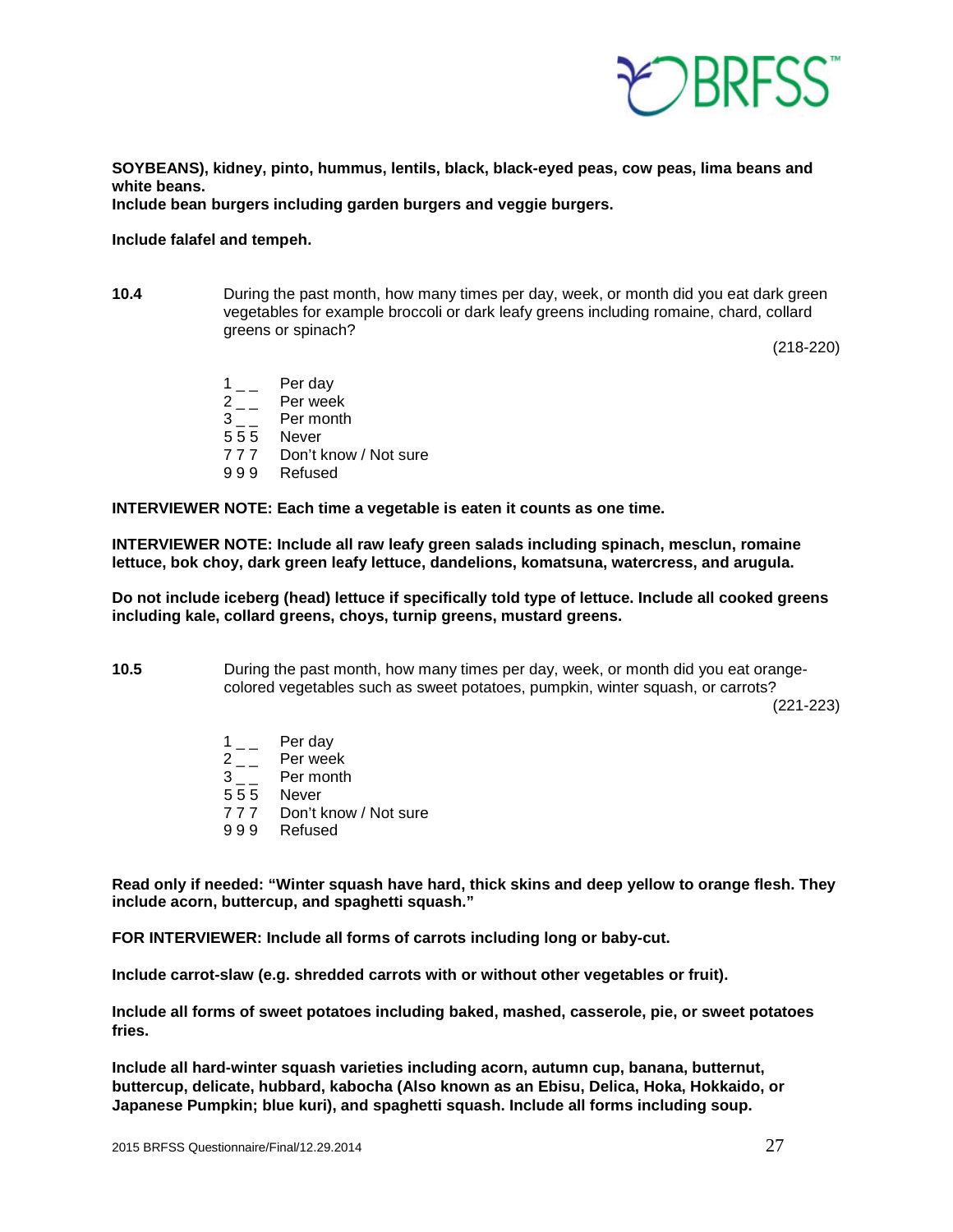**SOYBEANS), kidney, pinto, hummus, lentils, black, black-eyed peas, cow peas, lima beans and white beans.**
**Include bean burgers including garden burgers and veggie burgers.**

**Include falafel and tempeh.**

**10.4** During the past month, how many times per day, week, or month did you eat dark green vegetables for example broccoli or dark leafy greens including romaine, chard, collard greens or spinach?

(218-220)

1 _ _ Per day
2 _ _ Per week
3 _ _ Per month
5 5 5 Never
7 7 7 Don't know / Not sure
9 9 9 Refused

**INTERVIEWER NOTE: Each time a vegetable is eaten it counts as one time.**

**INTERVIEWER NOTE: Include all raw leafy green salads including spinach, mesclun, romaine lettuce, bok choy, dark green leafy lettuce, dandelions, komatsuna, watercress, and arugula.**

**Do not include iceberg (head) lettuce if specifically told type of lettuce. Include all cooked greens including kale, collard greens, choys, turnip greens, mustard greens.**

**10.5** During the past month, how many times per day, week, or month did you eat orange-colored vegetables such as sweet potatoes, pumpkin, winter squash, or carrots?

(221-223)

1 _ _ Per day
2 _ _ Per week
3 _ _ Per month
5 5 5 Never
7 7 7 Don't know / Not sure
9 9 9 Refused

**Read only if needed: "Winter squash have hard, thick skins and deep yellow to orange flesh. They include acorn, buttercup, and spaghetti squash."**

**FOR INTERVIEWER: Include all forms of carrots including long or baby-cut.**

**Include carrot-slaw (e.g. shredded carrots with or without other vegetables or fruit).**

**Include all forms of sweet potatoes including baked, mashed, casserole, pie, or sweet potatoes fries.**

**Include all hard-winter squash varieties including acorn, autumn cup, banana, butternut, buttercup, delicate, hubbard, kabocha (Also known as an Ebisu, Delica, Hoka, Hokkaido, or Japanese Pumpkin; blue kuri), and spaghetti squash. Include all forms including soup.**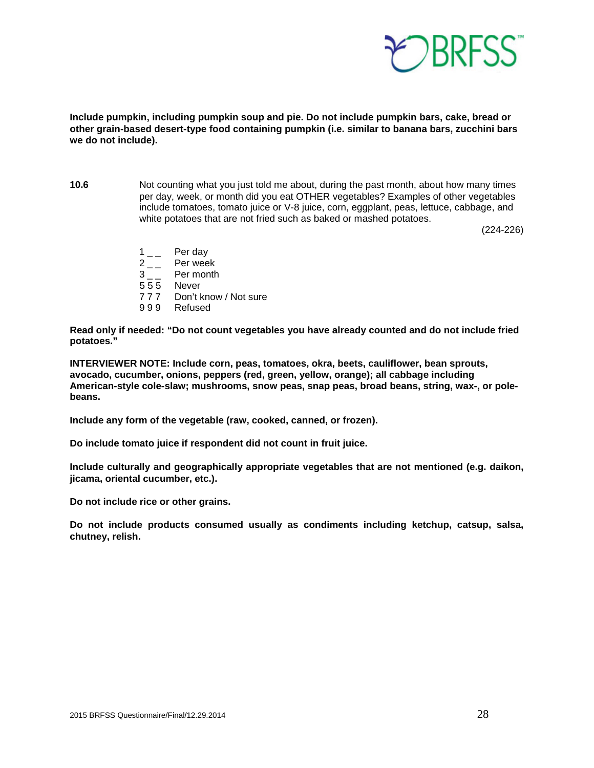**Include pumpkin, including pumpkin soup and pie. Do not include pumpkin bars, cake, bread or other grain-based desert-type food containing pumpkin (i.e. similar to banana bars, zucchini bars we do not include).**

**10.6** Not counting what you just told me about, during the past month, about how many times per day, week, or month did you eat OTHER vegetables? Examples of other vegetables include tomatoes, tomato juice or V-8 juice, corn, eggplant, peas, lettuce, cabbage, and white potatoes that are not fried such as baked or mashed potatoes.

(224-226)

1 _ _ Per day
2 _ _ Per week
3 _ _ Per month
5 5 5 Never
7 7 7 Don't know / Not sure
9 9 9 Refused

**Read only if needed: "Do not count vegetables you have already counted and do not include fried potatoes."**

**INTERVIEWER NOTE: Include corn, peas, tomatoes, okra, beets, cauliflower, bean sprouts, avocado, cucumber, onions, peppers (red, green, yellow, orange); all cabbage including American-style cole-slaw; mushrooms, snow peas, snap peas, broad beans, string, wax-, or pole-beans.**

**Include any form of the vegetable (raw, cooked, canned, or frozen).**

**Do include tomato juice if respondent did not count in fruit juice.**

**Include culturally and geographically appropriate vegetables that are not mentioned (e.g. daikon, jicama, oriental cucumber, etc.).**

**Do not include rice or other grains.**

**Do not include products consumed usually as condiments including ketchup, catsup, salsa, chutney, relish.**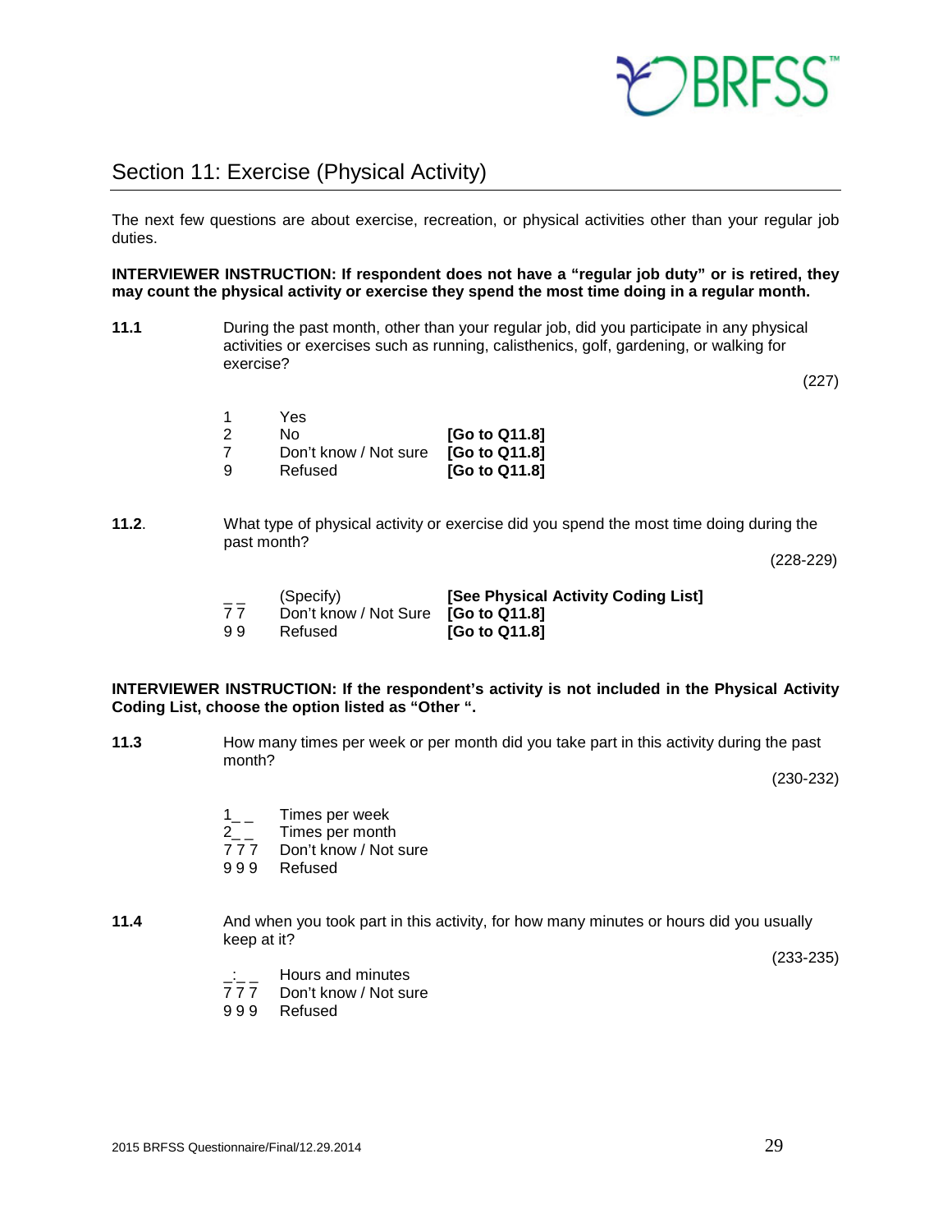## Section 11: Exercise (Physical Activity)

The next few questions are about exercise, recreation, or physical activities other than your regular job duties.

**INTERVIEWER INSTRUCTION: If respondent does not have a "regular job duty" or is retired, they may count the physical activity or exercise they spend the most time doing in a regular month.**

**11.1** During the past month, other than your regular job, did you participate in any physical activities or exercises such as running, calisthenics, golf, gardening, or walking for exercise?

(227)

| | | |
|---|---|---|
| 1 | Yes | |
| 2 | No | **[Go to Q11.8]** |
| 7 | Don't know / Not sure | **[Go to Q11.8]** |
| 9 | Refused | **[Go to Q11.8]** |

**11.2**. What type of physical activity or exercise did you spend the most time doing during the past month?

(228-229)

| | | |
|---|---|---|
| _ _ | (Specify) | **[See Physical Activity Coding List]** |
| 7 7 | Don't know / Not Sure | **[Go to Q11.8]** |
| 9 9 | Refused | **[Go to Q11.8]** |

**INTERVIEWER INSTRUCTION: If the respondent's activity is not included in the Physical Activity Coding List, choose the option listed as "Other ".**

**11.3** How many times per week or per month did you take part in this activity during the past month?

(230-232)

| | |
|---|---|
| 1_ _ | Times per week |
| 2_ _ | Times per month |
| 7 7 7 | Don't know / Not sure |
| 9 9 9 | Refused |

**11.4** And when you took part in this activity, for how many minutes or hours did you usually keep at it?

(233-235)

| | |
|---|---|
| _:_ _ | Hours and minutes |
| 7 7 7 | Don't know / Not sure |
| 9 9 9 | Refused |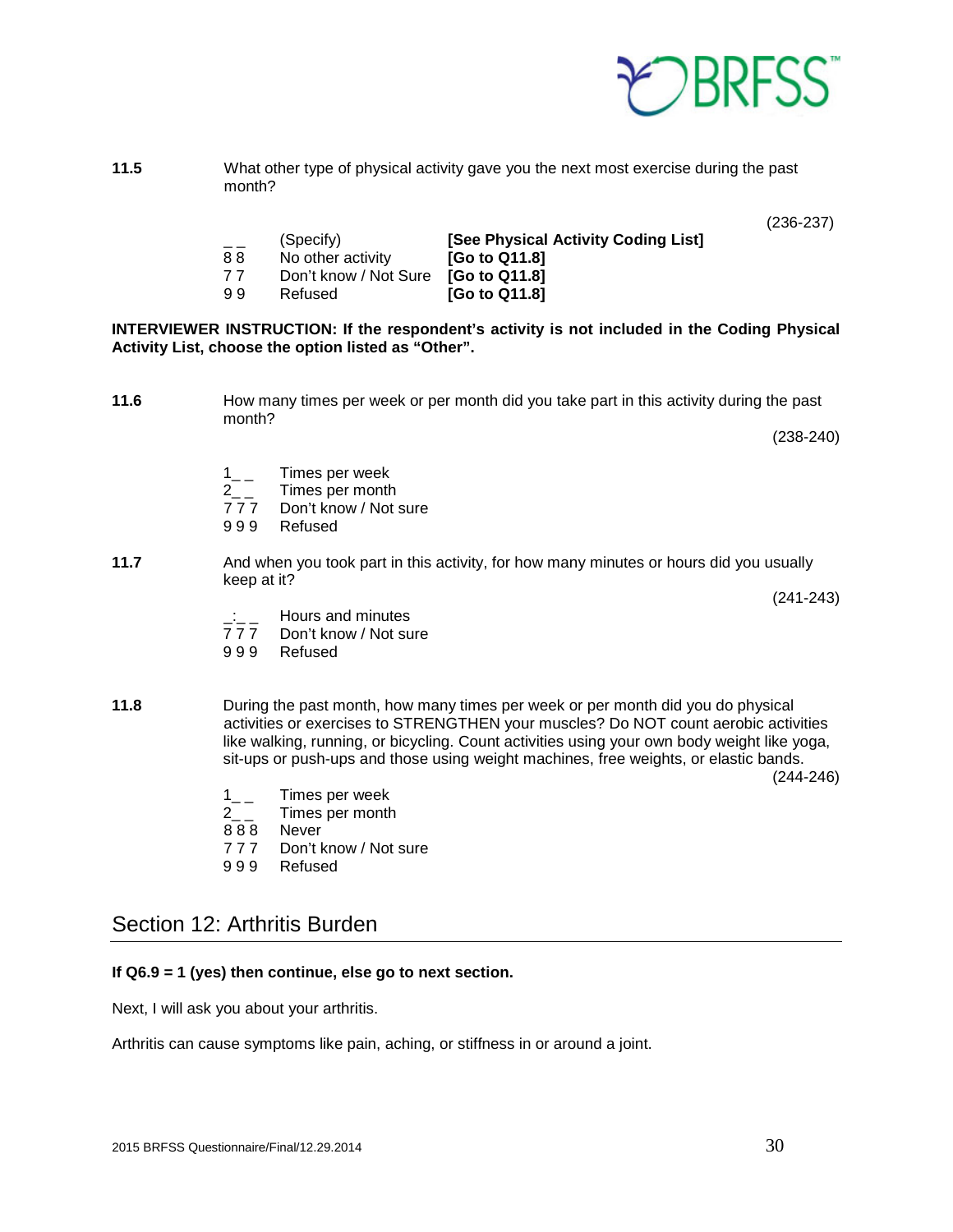**11.5** What other type of physical activity gave you the next most exercise during the past month?

(236-237)

| | | |
|---|---|---|
| _ _ | (Specify) | **[See Physical Activity Coding List]** |
| 8 8 | No other activity | **[Go to Q11.8]** |
| 7 7 | Don't know / Not Sure | **[Go to Q11.8]** |
| 9 9 | Refused | **[Go to Q11.8]** |

**INTERVIEWER INSTRUCTION: If the respondent's activity is not included in the Coding Physical Activity List, choose the option listed as "Other".**

**11.6** How many times per week or per month did you take part in this activity during the past month?

(238-240)

1_ _ Times per week
2_ _ Times per month
7 7 7 Don't know / Not sure
9 9 9 Refused

**11.7** And when you took part in this activity, for how many minutes or hours did you usually keep at it?

(241-243)

_:_ _ Hours and minutes
7 7 7 Don't know / Not sure
9 9 9 Refused

**11.8** During the past month, how many times per week or per month did you do physical activities or exercises to STRENGTHEN your muscles? Do NOT count aerobic activities like walking, running, or bicycling. Count activities using your own body weight like yoga, sit-ups or push-ups and those using weight machines, free weights, or elastic bands.

(244-246)

1_ _ Times per week
2_ _ Times per month
8 8 8 Never
7 7 7 Don't know / Not sure
9 9 9 Refused

## Section 12: Arthritis Burden

**If Q6.9 = 1 (yes) then continue, else go to next section.**

Next, I will ask you about your arthritis.

Arthritis can cause symptoms like pain, aching, or stiffness in or around a joint.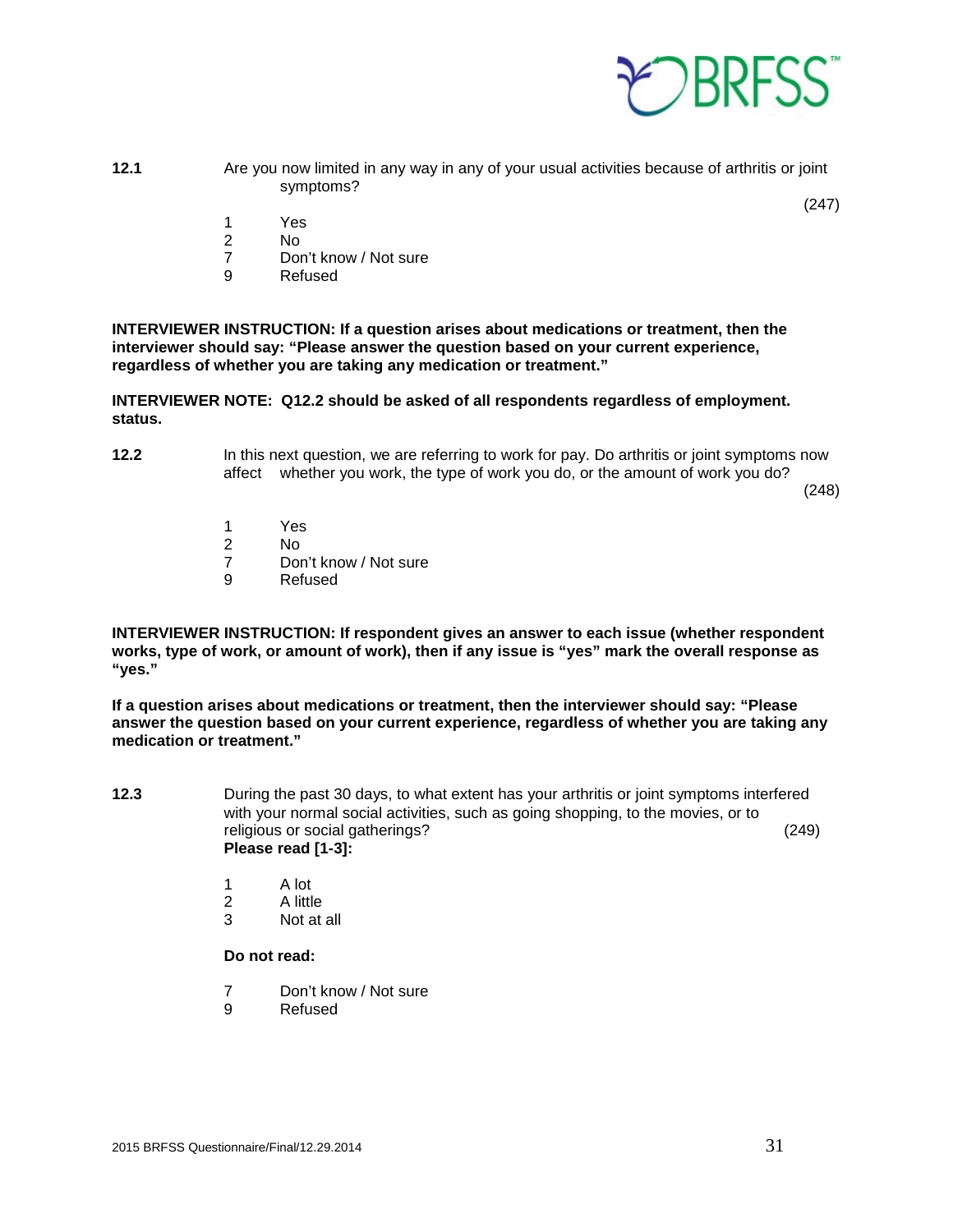**12.1** Are you now limited in any way in any of your usual activities because of arthritis or joint symptoms? (247)

1 Yes
2 No
7 Don't know / Not sure
9 Refused

**INTERVIEWER INSTRUCTION: If a question arises about medications or treatment, then the interviewer should say: "Please answer the question based on your current experience, regardless of whether you are taking any medication or treatment."**

**INTERVIEWER NOTE: Q12.2 should be asked of all respondents regardless of employment. status.**

**12.2** In this next question, we are referring to work for pay. Do arthritis or joint symptoms now affect whether you work, the type of work you do, or the amount of work you do? (248)

1 Yes
2 No
7 Don't know / Not sure
9 Refused

**INTERVIEWER INSTRUCTION: If respondent gives an answer to each issue (whether respondent works, type of work, or amount of work), then if any issue is "yes" mark the overall response as "yes."**

**If a question arises about medications or treatment, then the interviewer should say: "Please answer the question based on your current experience, regardless of whether you are taking any medication or treatment."**

**12.3** During the past 30 days, to what extent has your arthritis or joint symptoms interfered with your normal social activities, such as going shopping, to the movies, or to religious or social gatherings? (249)
**Please read [1-3]:**

1 A lot
2 A little
3 Not at all

**Do not read:**

7 Don't know / Not sure
9 Refused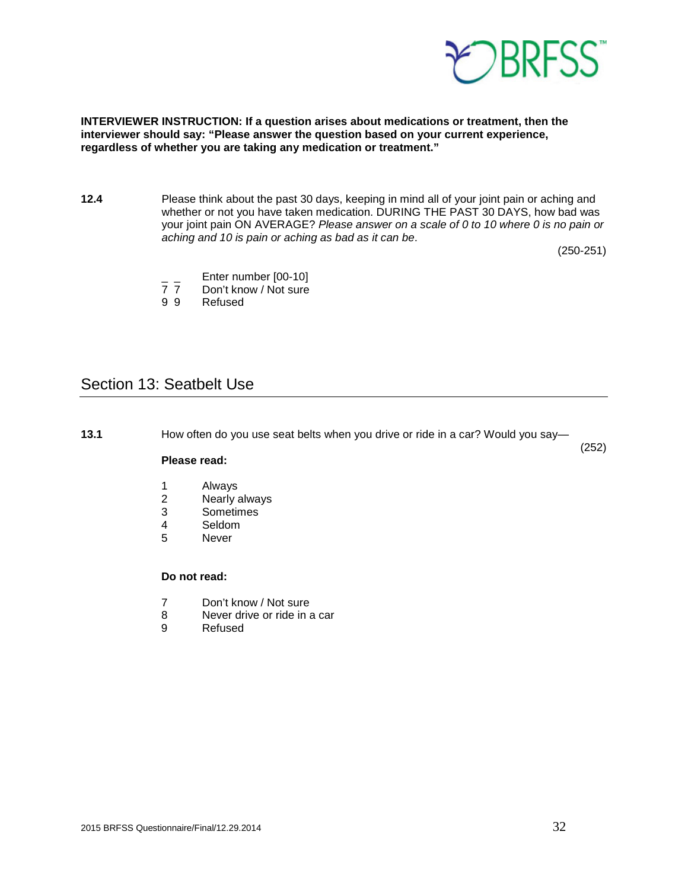**INTERVIEWER INSTRUCTION: If a question arises about medications or treatment, then the interviewer should say: "Please answer the question based on your current experience, regardless of whether you are taking any medication or treatment."**

**12.4** Please think about the past 30 days, keeping in mind all of your joint pain or aching and whether or not you have taken medication. DURING THE PAST 30 DAYS, how bad was your joint pain ON AVERAGE? *Please answer on a scale of 0 to 10 where 0 is no pain or aching and 10 is pain or aching as bad as it can be*.

(250-251)

_ _ Enter number [00-10]
7 7 Don't know / Not sure
9 9 Refused

## Section 13: Seatbelt Use

**13.1** How often do you use seat belts when you drive or ride in a car? Would you say—

(252)

**Please read:**

1 Always
2 Nearly always
3 Sometimes
4 Seldom
5 Never

**Do not read:**

7 Don't know / Not sure
8 Never drive or ride in a car
9 Refused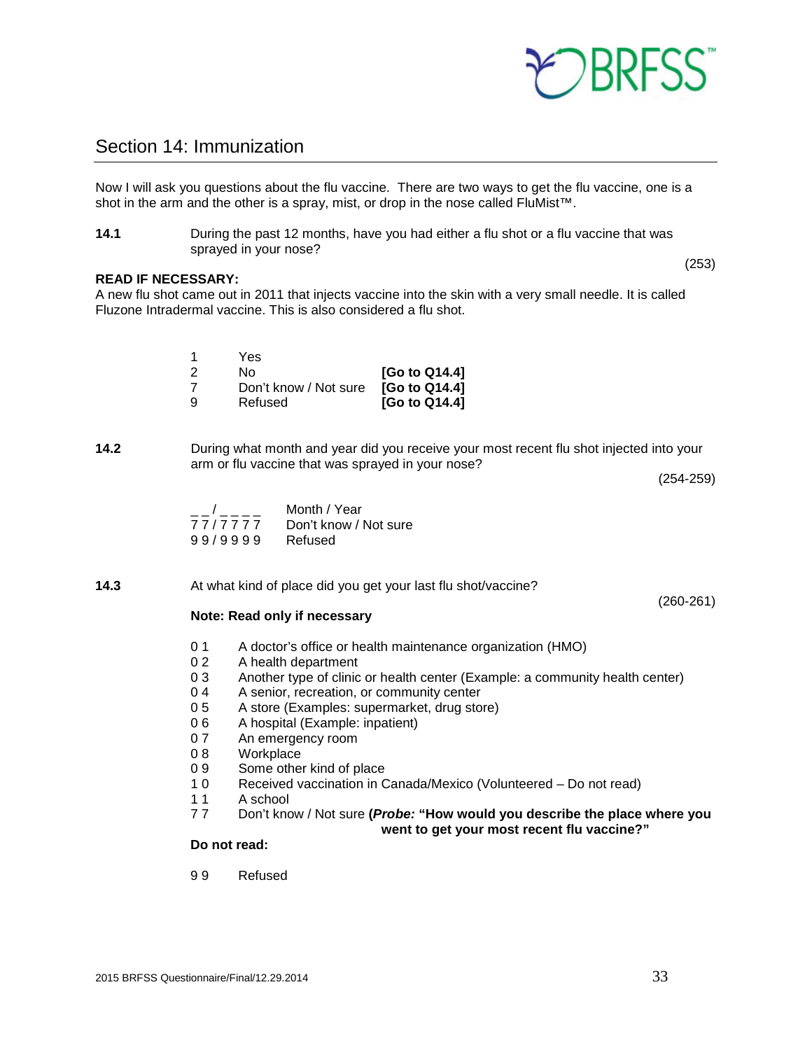## Section 14: Immunization

Now I will ask you questions about the flu vaccine. There are two ways to get the flu vaccine, one is a shot in the arm and the other is a spray, mist, or drop in the nose called FluMist™.

**14.1** During the past 12 months, have you had either a flu shot or a flu vaccine that was sprayed in your nose?

(253)

**READ IF NECESSARY:**
A new flu shot came out in 2011 that injects vaccine into the skin with a very small needle. It is called Fluzone Intradermal vaccine. This is also considered a flu shot.

| | | |
|---|---|---|
| 1 | Yes | |
| 2 | No | **[Go to Q14.4]** |
| 7 | Don't know / Not sure | **[Go to Q14.4]** |
| 9 | Refused | **[Go to Q14.4]** |

**14.2** During what month and year did you receive your most recent flu shot injected into your arm or flu vaccine that was sprayed in your nose?

(254-259)

| | |
|---|---|
| _ _ / _ _ _ _ | Month / Year |
| 7 7 / 7 7 7 7 | Don't know / Not sure |
| 9 9 / 9 9 9 9 | Refused |

**14.3** At what kind of place did you get your last flu shot/vaccine?

(260-261)

**Note: Read only if necessary**

| | |
|---|---|
| 0 1 | A doctor's office or health maintenance organization (HMO) |
| 0 2 | A health department |
| 0 3 | Another type of clinic or health center (Example: a community health center) |
| 0 4 | A senior, recreation, or community center |
| 0 5 | A store (Examples: supermarket, drug store) |
| 0 6 | A hospital (Example: inpatient) |
| 0 7 | An emergency room |
| 0 8 | Workplace |
| 0 9 | Some other kind of place |
| 1 0 | Received vaccination in Canada/Mexico (Volunteered – Do not read) |
| 1 1 | A school |
| 7 7 | Don't know / Not sure **(*Probe:* "How would you describe the place where you went to get your most recent flu vaccine?"** |

**Do not read:**

| | |
|---|---|
| 9 9 | Refused |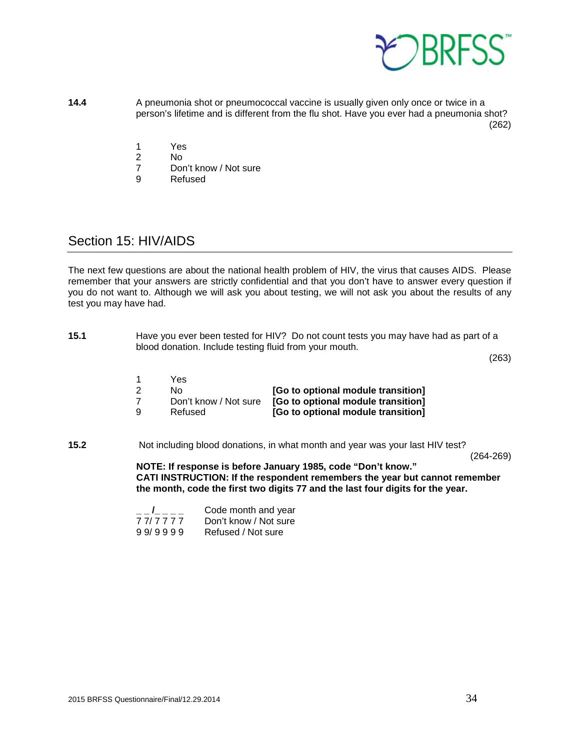**14.4** A pneumonia shot or pneumococcal vaccine is usually given only once or twice in a person's lifetime and is different from the flu shot. Have you ever had a pneumonia shot? (262)

1 Yes
2 No
7 Don't know / Not sure
9 Refused

## Section 15: HIV/AIDS

The next few questions are about the national health problem of HIV, the virus that causes AIDS. Please remember that your answers are strictly confidential and that you don't have to answer every question if you do not want to. Although we will ask you about testing, we will not ask you about the results of any test you may have had.

**15.1** Have you ever been tested for HIV? Do not count tests you may have had as part of a blood donation. Include testing fluid from your mouth. (263)

1 Yes
2 No **[Go to optional module transition]**
7 Don't know / Not sure **[Go to optional module transition]**
9 Refused **[Go to optional module transition]**

**15.2** Not including blood donations, in what month and year was your last HIV test? (264-269)

**NOTE: If response is before January 1985, code "Don't know."**
**CATI INSTRUCTION: If the respondent remembers the year but cannot remember the month, code the first two digits 77 and the last four digits for the year.**

_ _/_ _ _ _ Code month and year
7 7/ 7 7 7 7 Don't know / Not sure
9 9/ 9 9 9 9 Refused / Not sure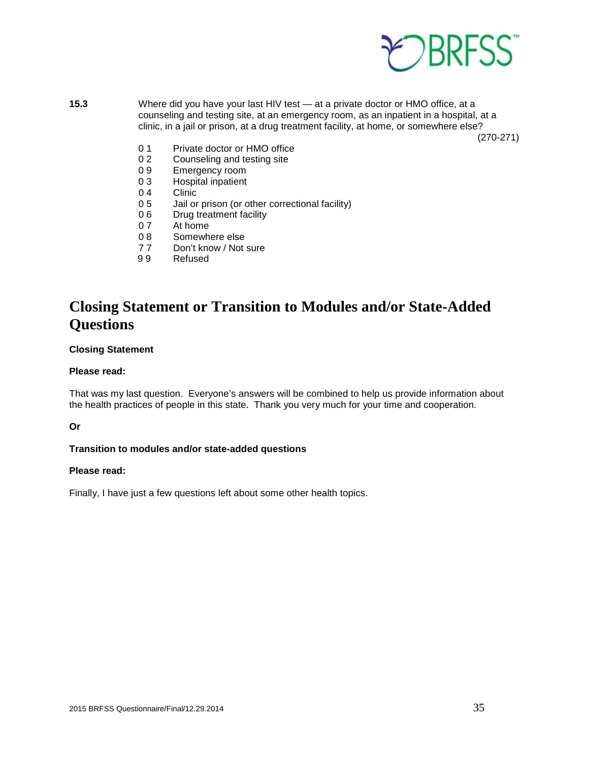**15.3** Where did you have your last HIV test — at a private doctor or HMO office, at a counseling and testing site, at an emergency room, as an inpatient in a hospital, at a clinic, in a jail or prison, at a drug treatment facility, at home, or somewhere else?

(270-271)

0 1 Private doctor or HMO office
0 2 Counseling and testing site
0 9 Emergency room
0 3 Hospital inpatient
0 4 Clinic
0 5 Jail or prison (or other correctional facility)
0 6 Drug treatment facility
0 7 At home
0 8 Somewhere else
7 7 Don't know / Not sure
9 9 Refused

# Closing Statement or Transition to Modules and/or State-Added Questions

**Closing Statement**

**Please read:**

That was my last question. Everyone's answers will be combined to help us provide information about the health practices of people in this state. Thank you very much for your time and cooperation.

**Or**

**Transition to modules and/or state-added questions**

**Please read:**

Finally, I have just a few questions left about some other health topics.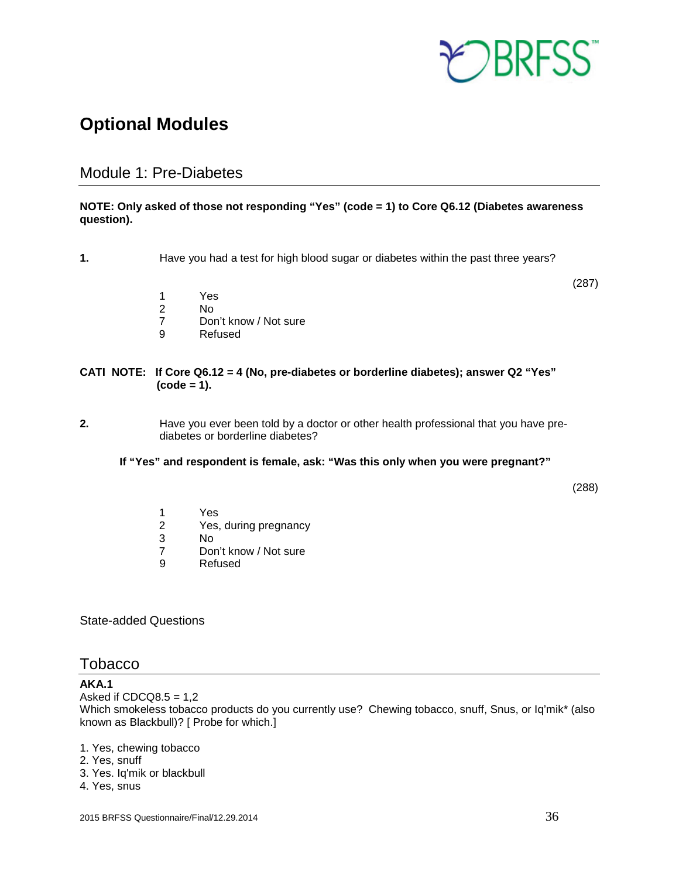# Optional Modules

## Module 1: Pre-Diabetes

**NOTE: Only asked of those not responding "Yes" (code = 1) to Core Q6.12 (Diabetes awareness question).**

**1.** Have you had a test for high blood sugar or diabetes within the past three years?

(287)

1 Yes
2 No
7 Don't know / Not sure
9 Refused

**CATI NOTE: If Core Q6.12 = 4 (No, pre-diabetes or borderline diabetes); answer Q2 "Yes" (code = 1).**

**2.** Have you ever been told by a doctor or other health professional that you have pre-diabetes or borderline diabetes?

**If "Yes" and respondent is female, ask: "Was this only when you were pregnant?"**

(288)

1 Yes
2 Yes, during pregnancy
3 No
7 Don't know / Not sure
9 Refused

State-added Questions

## Tobacco

**AKA.1**
Asked if CDCQ8.5 = 1,2
Which smokeless tobacco products do you currently use? Chewing tobacco, snuff, Snus, or Iq'mik* (also known as Blackbull)? [ Probe for which.]

1. Yes, chewing tobacco
2. Yes, snuff
3. Yes. Iq'mik or blackbull
4. Yes, snus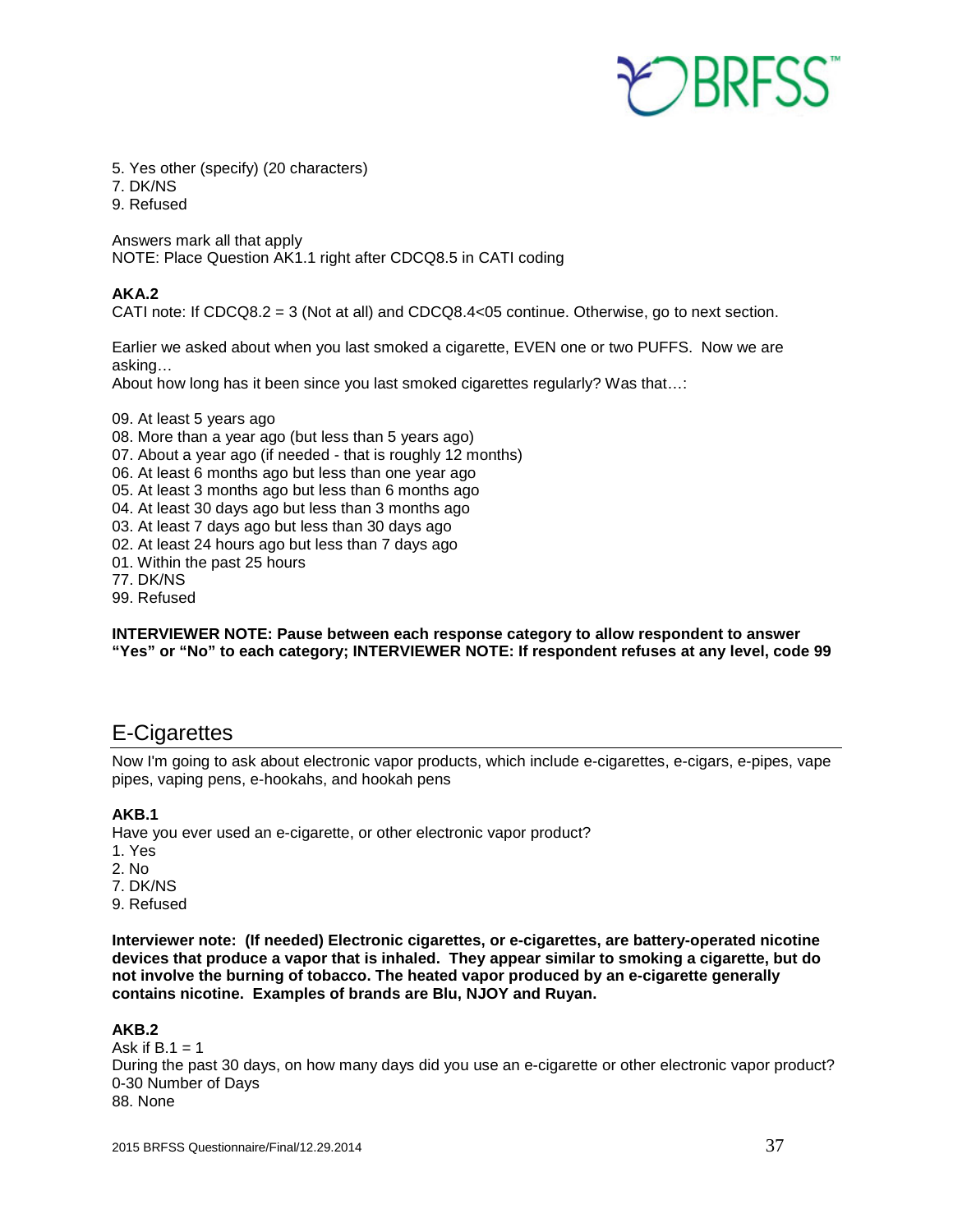5. Yes other (specify) (20 characters)
7. DK/NS
9. Refused

Answers mark all that apply
NOTE: Place Question AK1.1 right after CDCQ8.5 in CATI coding

**AKA.2**
CATI note: If CDCQ8.2 = 3 (Not at all) and CDCQ8.4<05 continue. Otherwise, go to next section.

Earlier we asked about when you last smoked a cigarette, EVEN one or two PUFFS. Now we are asking…
About how long has it been since you last smoked cigarettes regularly? Was that…:

09. At least 5 years ago
08. More than a year ago (but less than 5 years ago)
07. About a year ago (if needed - that is roughly 12 months)
06. At least 6 months ago but less than one year ago
05. At least 3 months ago but less than 6 months ago
04. At least 30 days ago but less than 3 months ago
03. At least 7 days ago but less than 30 days ago
02. At least 24 hours ago but less than 7 days ago
01. Within the past 25 hours
77. DK/NS
99. Refused

**INTERVIEWER NOTE: Pause between each response category to allow respondent to answer "Yes" or "No" to each category; INTERVIEWER NOTE: If respondent refuses at any level, code 99**

## E-Cigarettes

Now I'm going to ask about electronic vapor products, which include e-cigarettes, e-cigars, e-pipes, vape pipes, vaping pens, e-hookahs, and hookah pens

**AKB.1**
Have you ever used an e-cigarette, or other electronic vapor product?
1. Yes
2. No
7. DK/NS
9. Refused

**Interviewer note: (If needed) Electronic cigarettes, or e-cigarettes, are battery-operated nicotine devices that produce a vapor that is inhaled. They appear similar to smoking a cigarette, but do not involve the burning of tobacco. The heated vapor produced by an e-cigarette generally contains nicotine. Examples of brands are Blu, NJOY and Ruyan.**

**AKB.2**
Ask if B.1 = 1
During the past 30 days, on how many days did you use an e-cigarette or other electronic vapor product?
0-30 Number of Days
88. None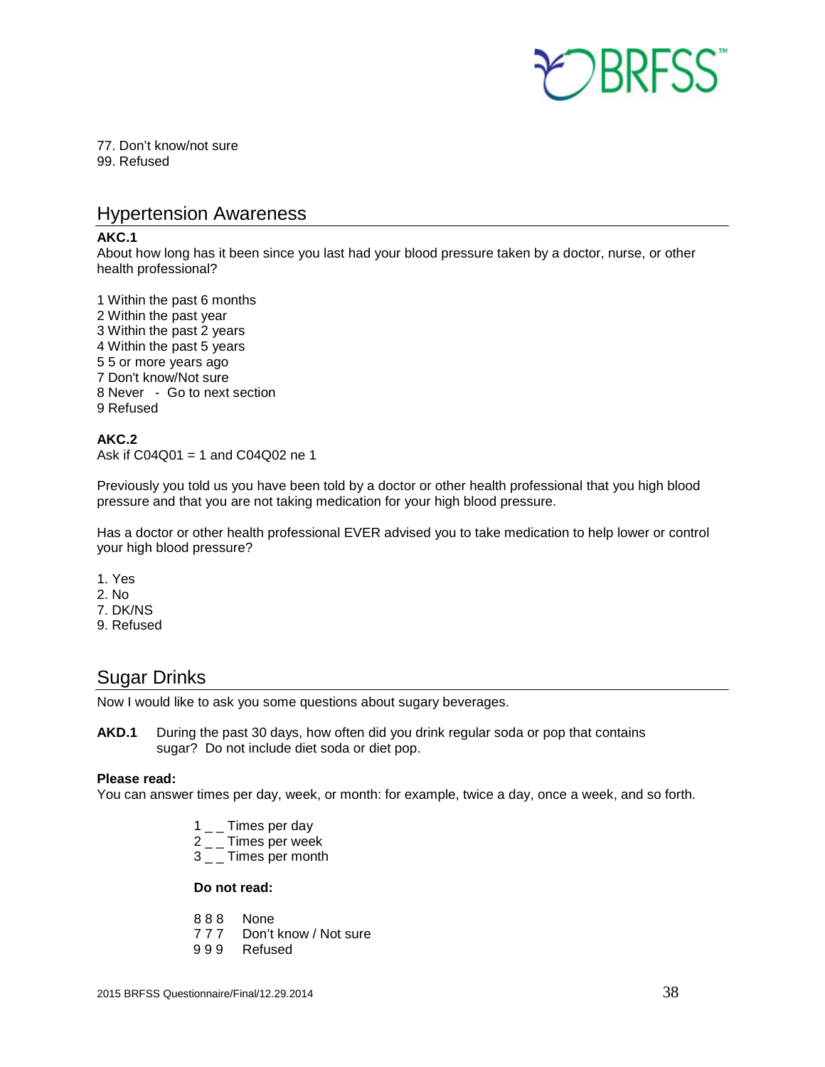77. Don't know/not sure
99. Refused

## Hypertension Awareness

**AKC.1**
About how long has it been since you last had your blood pressure taken by a doctor, nurse, or other health professional?

1 Within the past 6 months
2 Within the past year
3 Within the past 2 years
4 Within the past 5 years
5 5 or more years ago
7 Don't know/Not sure
8 Never - Go to next section
9 Refused

**AKC.2**
Ask if C04Q01 = 1 and C04Q02 ne 1

Previously you told us you have been told by a doctor or other health professional that you high blood pressure and that you are not taking medication for your high blood pressure.

Has a doctor or other health professional EVER advised you to take medication to help lower or control your high blood pressure?

1. Yes
2. No
7. DK/NS
9. Refused

## Sugar Drinks

Now I would like to ask you some questions about sugary beverages.

**AKD.1** During the past 30 days, how often did you drink regular soda or pop that contains sugar? Do not include diet soda or diet pop.

**Please read:**
You can answer times per day, week, or month: for example, twice a day, once a week, and so forth.

1 _ _ Times per day
2 _ _ Times per week
3 _ _ Times per month

**Do not read:**

8 8 8 None
7 7 7 Don't know / Not sure
9 9 9 Refused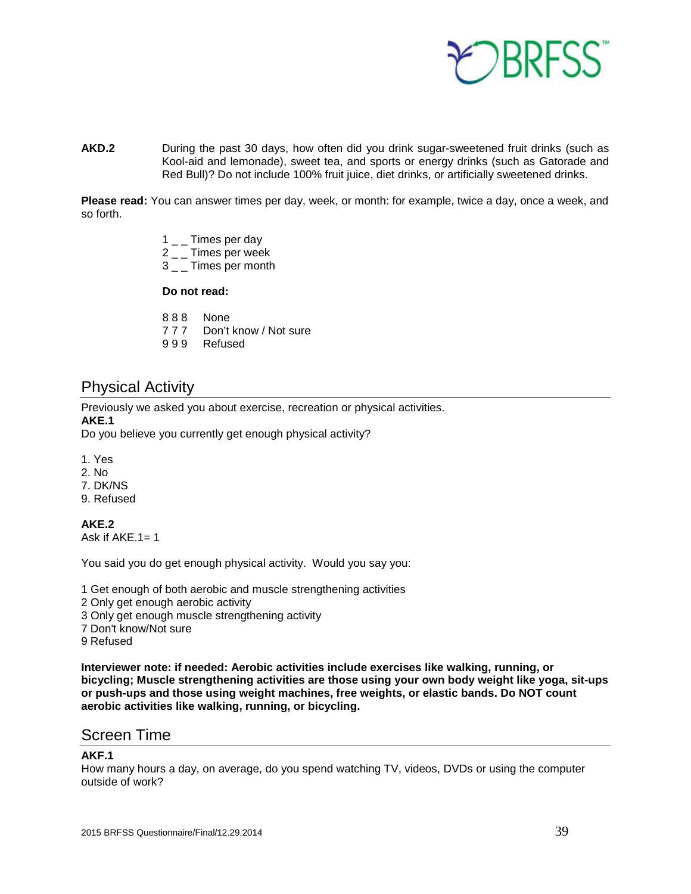**AKD.2** During the past 30 days, how often did you drink sugar-sweetened fruit drinks (such as Kool-aid and lemonade), sweet tea, and sports or energy drinks (such as Gatorade and Red Bull)? Do not include 100% fruit juice, diet drinks, or artificially sweetened drinks.

**Please read:** You can answer times per day, week, or month: for example, twice a day, once a week, and so forth.

1 _ _ Times per day
2 _ _ Times per week
3 _ _ Times per month

**Do not read:**

8 8 8 None
7 7 7 Don't know / Not sure
9 9 9 Refused

## Physical Activity

Previously we asked you about exercise, recreation or physical activities.

**AKE.1**

Do you believe you currently get enough physical activity?

1. Yes
2. No
7. DK/NS
9. Refused

**AKE.2**

Ask if AKE.1= 1

You said you do get enough physical activity. Would you say you:

1 Get enough of both aerobic and muscle strengthening activities
2 Only get enough aerobic activity
3 Only get enough muscle strengthening activity
7 Don't know/Not sure
9 Refused

**Interviewer note: if needed: Aerobic activities include exercises like walking, running, or bicycling; Muscle strengthening activities are those using your own body weight like yoga, sit-ups or push-ups and those using weight machines, free weights, or elastic bands. Do NOT count aerobic activities like walking, running, or bicycling.**

## Screen Time

**AKF.1**

How many hours a day, on average, do you spend watching TV, videos, DVDs or using the computer outside of work?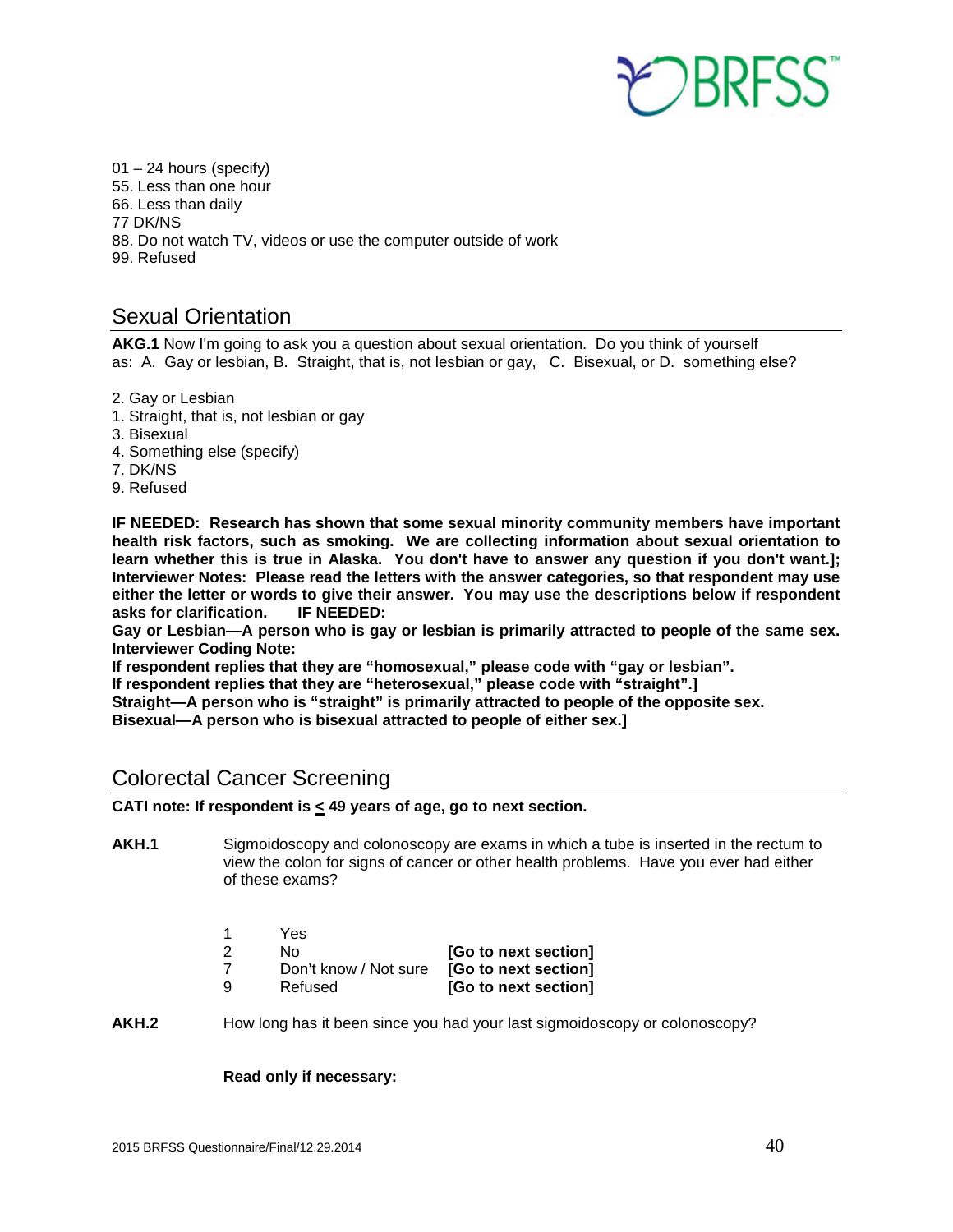01 – 24 hours (specify)
55. Less than one hour
66. Less than daily
77 DK/NS
88. Do not watch TV, videos or use the computer outside of work
99. Refused

## Sexual Orientation

**AKG.1** Now I'm going to ask you a question about sexual orientation. Do you think of yourself as: A. Gay or lesbian, B. Straight, that is, not lesbian or gay, C. Bisexual, or D. something else?

2. Gay or Lesbian
1. Straight, that is, not lesbian or gay
3. Bisexual
4. Something else (specify)
7. DK/NS
9. Refused

**IF NEEDED: Research has shown that some sexual minority community members have important health risk factors, such as smoking. We are collecting information about sexual orientation to learn whether this is true in Alaska. You don't have to answer any question if you don't want.]; Interviewer Notes: Please read the letters with the answer categories, so that respondent may use either the letter or words to give their answer. You may use the descriptions below if respondent asks for clarification. IF NEEDED:**
**Gay or Lesbian—A person who is gay or lesbian is primarily attracted to people of the same sex.**
**Interviewer Coding Note:**
**If respondent replies that they are "homosexual," please code with "gay or lesbian".**
**If respondent replies that they are "heterosexual," please code with "straight".]**
**Straight—A person who is "straight" is primarily attracted to people of the opposite sex.**
**Bisexual—A person who is bisexual attracted to people of either sex.]**

## Colorectal Cancer Screening

**CATI note: If respondent is ≤ 49 years of age, go to next section.**

**AKH.1** Sigmoidoscopy and colonoscopy are exams in which a tube is inserted in the rectum to view the colon for signs of cancer or other health problems. Have you ever had either of these exams?

1 Yes
2 No **[Go to next section]**
7 Don't know / Not sure **[Go to next section]**
9 Refused **[Go to next section]**

**AKH.2** How long has it been since you had your last sigmoidoscopy or colonoscopy?

**Read only if necessary:**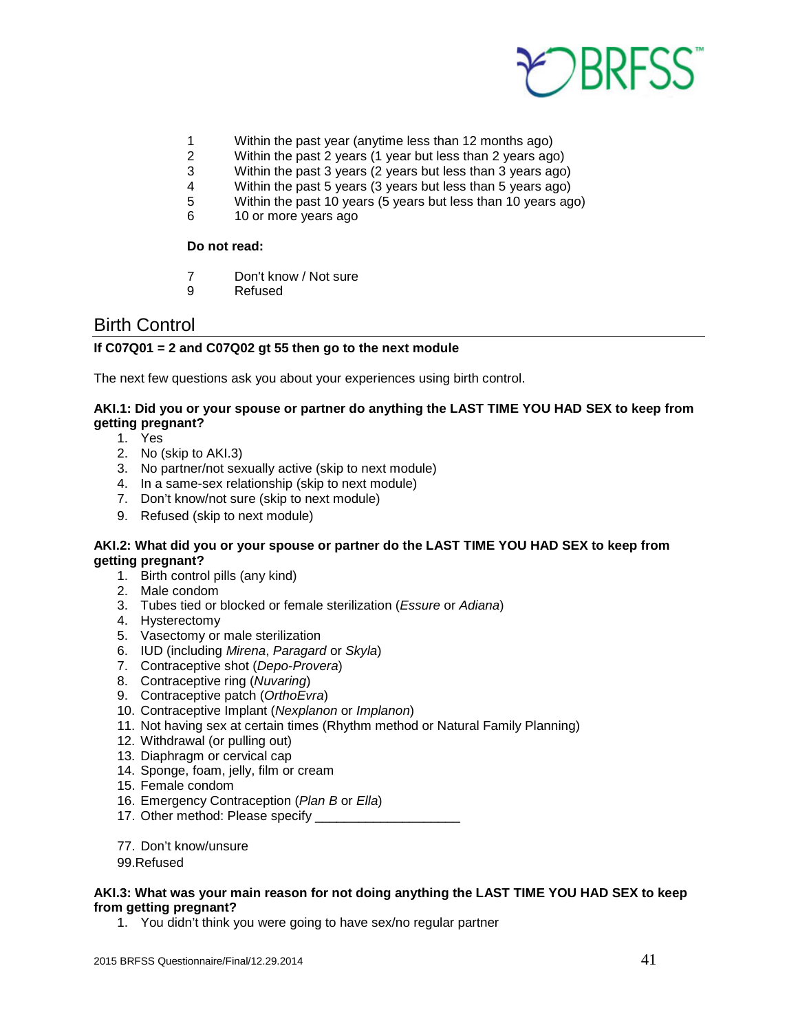1 Within the past year (anytime less than 12 months ago)
2 Within the past 2 years (1 year but less than 2 years ago)
3 Within the past 3 years (2 years but less than 3 years ago)
4 Within the past 5 years (3 years but less than 5 years ago)
5 Within the past 10 years (5 years but less than 10 years ago)
6 10 or more years ago

**Do not read:**

7 Don't know / Not sure
9 Refused

## Birth Control

**If C07Q01 = 2 and C07Q02 gt 55 then go to the next module**

The next few questions ask you about your experiences using birth control.

**AKI.1: Did you or your spouse or partner do anything the LAST TIME YOU HAD SEX to keep from getting pregnant?**

1. Yes
2. No (skip to AKI.3)
3. No partner/not sexually active (skip to next module)
4. In a same-sex relationship (skip to next module)
7. Don't know/not sure (skip to next module)
9. Refused (skip to next module)

**AKI.2: What did you or your spouse or partner do the LAST TIME YOU HAD SEX to keep from getting pregnant?**

1. Birth control pills (any kind)
2. Male condom
3. Tubes tied or blocked or female sterilization (*Essure* or *Adiana*)
4. Hysterectomy
5. Vasectomy or male sterilization
6. IUD (including *Mirena*, *Paragard* or *Skyla*)
7. Contraceptive shot (*Depo-Provera*)
8. Contraceptive ring (*Nuvaring*)
9. Contraceptive patch (*OrthoEvra*)
10. Contraceptive Implant (*Nexplanon* or *Implanon*)
11. Not having sex at certain times (Rhythm method or Natural Family Planning)
12. Withdrawal (or pulling out)
13. Diaphragm or cervical cap
14. Sponge, foam, jelly, film or cream
15. Female condom
16. Emergency Contraception (*Plan B* or *Ella*)
17. Other method: Please specify ____________________

77. Don't know/unsure
99. Refused

**AKI.3: What was your main reason for not doing anything the LAST TIME YOU HAD SEX to keep from getting pregnant?**

1. You didn't think you were going to have sex/no regular partner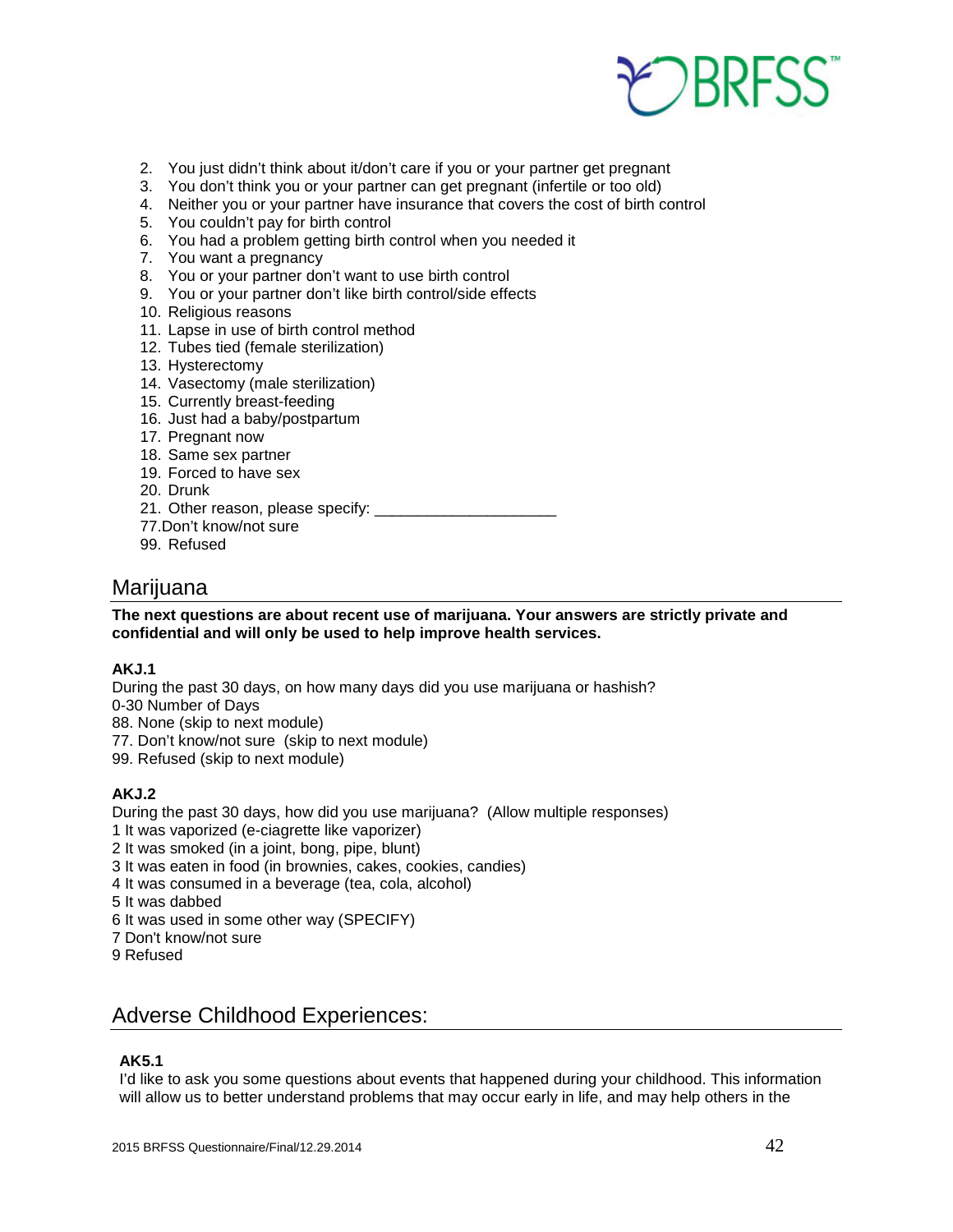2. You just didn't think about it/don't care if you or your partner get pregnant
3. You don't think you or your partner can get pregnant (infertile or too old)
4. Neither you or your partner have insurance that covers the cost of birth control
5. You couldn't pay for birth control
6. You had a problem getting birth control when you needed it
7. You want a pregnancy
8. You or your partner don't want to use birth control
9. You or your partner don't like birth control/side effects
10. Religious reasons
11. Lapse in use of birth control method
12. Tubes tied (female sterilization)
13. Hysterectomy
14. Vasectomy (male sterilization)
15. Currently breast-feeding
16. Just had a baby/postpartum
17. Pregnant now
18. Same sex partner
19. Forced to have sex
20. Drunk
21. Other reason, please specify: _____________________

77.Don't know/not sure

99. Refused

## Marijuana

**The next questions are about recent use of marijuana. Your answers are strictly private and confidential and will only be used to help improve health services.**

**AKJ.1**

During the past 30 days, on how many days did you use marijuana or hashish?

0-30 Number of Days

88. None (skip to next module)

77. Don't know/not sure (skip to next module)

99. Refused (skip to next module)

**AKJ.2**

During the past 30 days, how did you use marijuana? (Allow multiple responses)

1 It was vaporized (e-ciagrette like vaporizer)

2 It was smoked (in a joint, bong, pipe, blunt)

3 It was eaten in food (in brownies, cakes, cookies, candies)

4 It was consumed in a beverage (tea, cola, alcohol)

5 It was dabbed

6 It was used in some other way (SPECIFY)

7 Don't know/not sure

9 Refused

## Adverse Childhood Experiences:

**AK5.1**

I'd like to ask you some questions about events that happened during your childhood. This information will allow us to better understand problems that may occur early in life, and may help others in the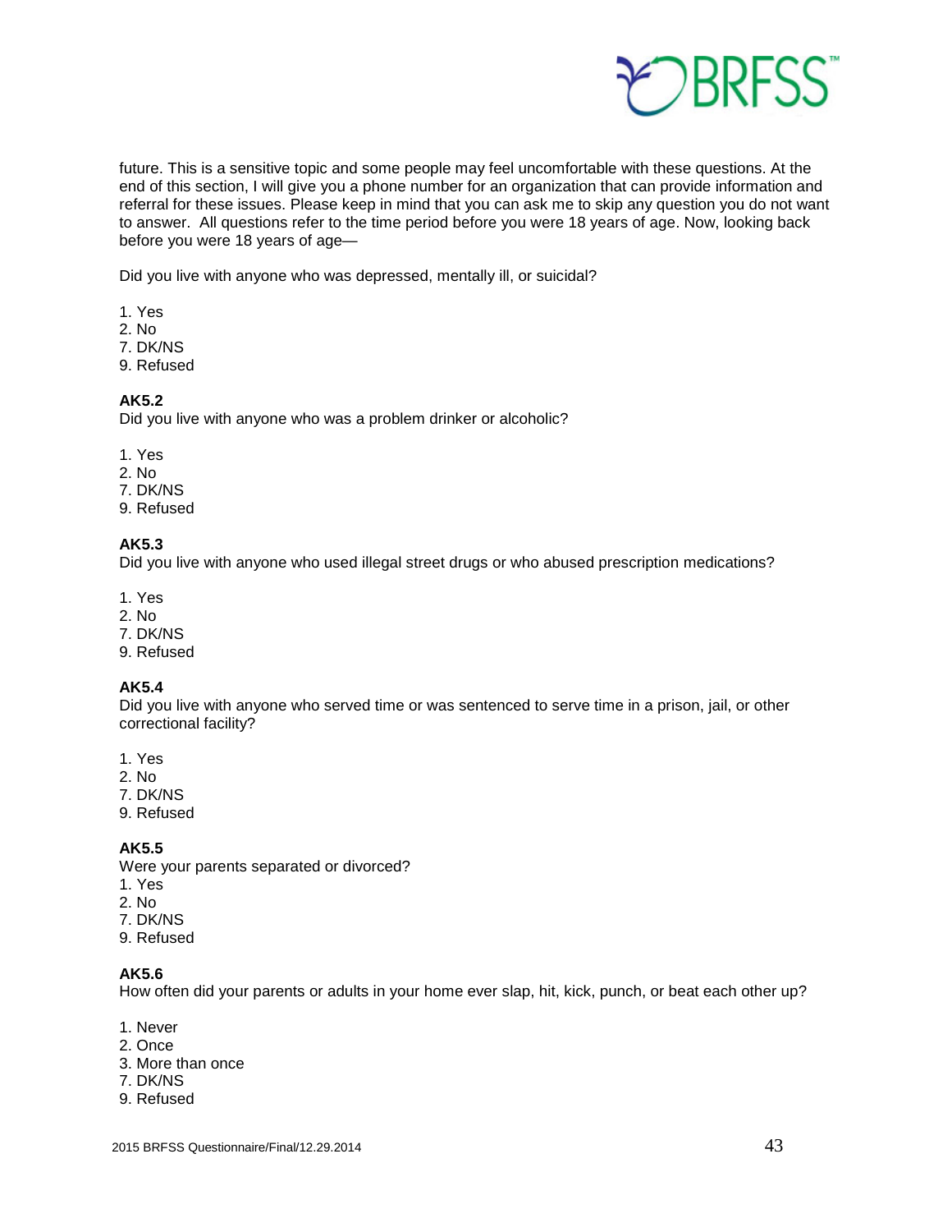future. This is a sensitive topic and some people may feel uncomfortable with these questions. At the end of this section, I will give you a phone number for an organization that can provide information and referral for these issues. Please keep in mind that you can ask me to skip any question you do not want to answer. All questions refer to the time period before you were 18 years of age. Now, looking back before you were 18 years of age—

Did you live with anyone who was depressed, mentally ill, or suicidal?

1. Yes
2. No
7. DK/NS
9. Refused

**AK5.2**
Did you live with anyone who was a problem drinker or alcoholic?

1. Yes
2. No
7. DK/NS
9. Refused

**AK5.3**
Did you live with anyone who used illegal street drugs or who abused prescription medications?

1. Yes
2. No
7. DK/NS
9. Refused

**AK5.4**
Did you live with anyone who served time or was sentenced to serve time in a prison, jail, or other correctional facility?

1. Yes
2. No
7. DK/NS
9. Refused

**AK5.5**
Were your parents separated or divorced?
1. Yes
2. No
7. DK/NS
9. Refused

**AK5.6**
How often did your parents or adults in your home ever slap, hit, kick, punch, or beat each other up?

1. Never
2. Once
3. More than once
7. DK/NS
9. Refused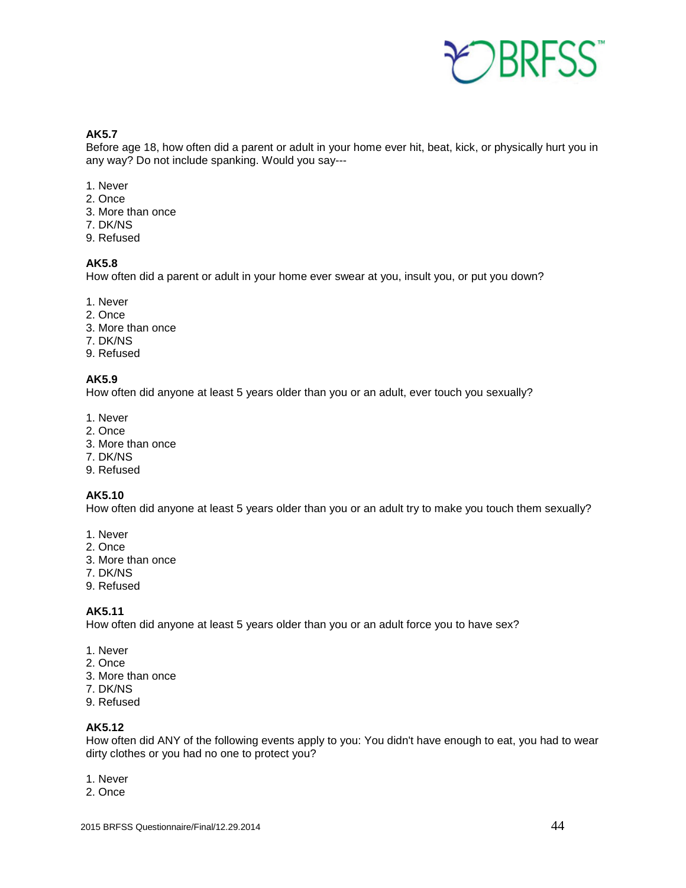**AK5.7**
Before age 18, how often did a parent or adult in your home ever hit, beat, kick, or physically hurt you in any way? Do not include spanking. Would you say---

1. Never
2. Once
3. More than once
7. DK/NS
9. Refused

**AK5.8**
How often did a parent or adult in your home ever swear at you, insult you, or put you down?

1. Never
2. Once
3. More than once
7. DK/NS
9. Refused

**AK5.9**
How often did anyone at least 5 years older than you or an adult, ever touch you sexually?

1. Never
2. Once
3. More than once
7. DK/NS
9. Refused

**AK5.10**
How often did anyone at least 5 years older than you or an adult try to make you touch them sexually?

1. Never
2. Once
3. More than once
7. DK/NS
9. Refused

**AK5.11**
How often did anyone at least 5 years older than you or an adult force you to have sex?

1. Never
2. Once
3. More than once
7. DK/NS
9. Refused

**AK5.12**
How often did ANY of the following events apply to you: You didn't have enough to eat, you had to wear dirty clothes or you had no one to protect you?

1. Never
2. Once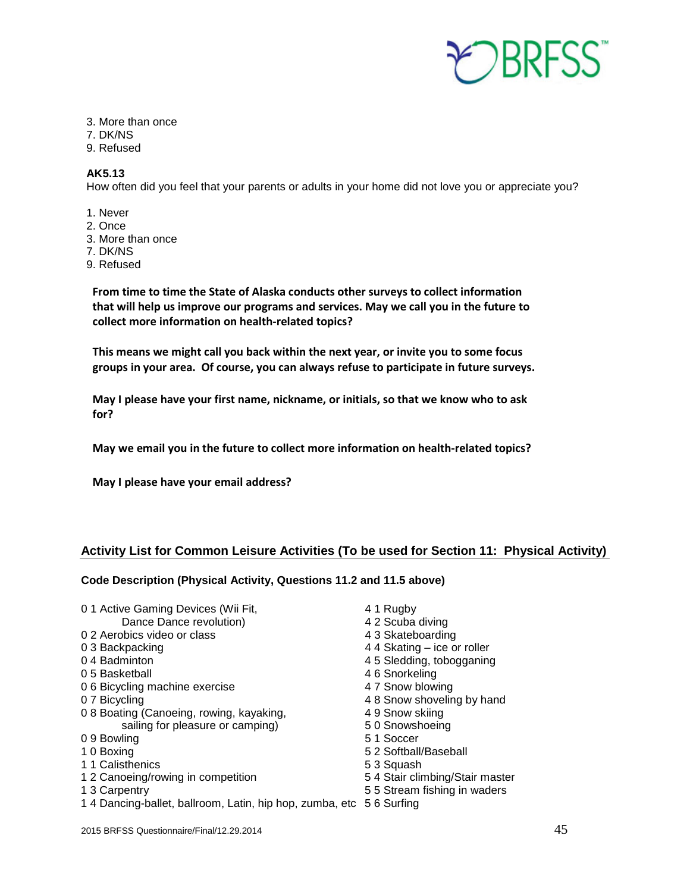3. More than once
7. DK/NS
9. Refused

**AK5.13**
How often did you feel that your parents or adults in your home did not love you or appreciate you?

1. Never
2. Once
3. More than once
7. DK/NS
9. Refused

**From time to time the State of Alaska conducts other surveys to collect information that will help us improve our programs and services. May we call you in the future to collect more information on health-related topics?**

**This means we might call you back within the next year, or invite you to some focus groups in your area. Of course, you can always refuse to participate in future surveys.**

**May I please have your first name, nickname, or initials, so that we know who to ask for?**

**May we email you in the future to collect more information on health-related topics?**

**May I please have your email address?**

## Activity List for Common Leisure Activities (To be used for Section 11: Physical Activity)

**Code Description (Physical Activity, Questions 11.2 and 11.5 above)**

0 1 Active Gaming Devices (Wii Fit, Dance Dance revolution)
0 2 Aerobics video or class
0 3 Backpacking
0 4 Badminton
0 5 Basketball
0 6 Bicycling machine exercise
0 7 Bicycling
0 8 Boating (Canoeing, rowing, kayaking, sailing for pleasure or camping)
0 9 Bowling
1 0 Boxing
1 1 Calisthenics
1 2 Canoeing/rowing in competition
1 3 Carpentry
1 4 Dancing-ballet, ballroom, Latin, hip hop, zumba, etc
4 1 Rugby
4 2 Scuba diving
4 3 Skateboarding
4 4 Skating – ice or roller
4 5 Sledding, tobogganing
4 6 Snorkeling
4 7 Snow blowing
4 8 Snow shoveling by hand
4 9 Snow skiing
5 0 Snowshoeing
5 1 Soccer
5 2 Softball/Baseball
5 3 Squash
5 4 Stair climbing/Stair master
5 5 Stream fishing in waders
5 6 Surfing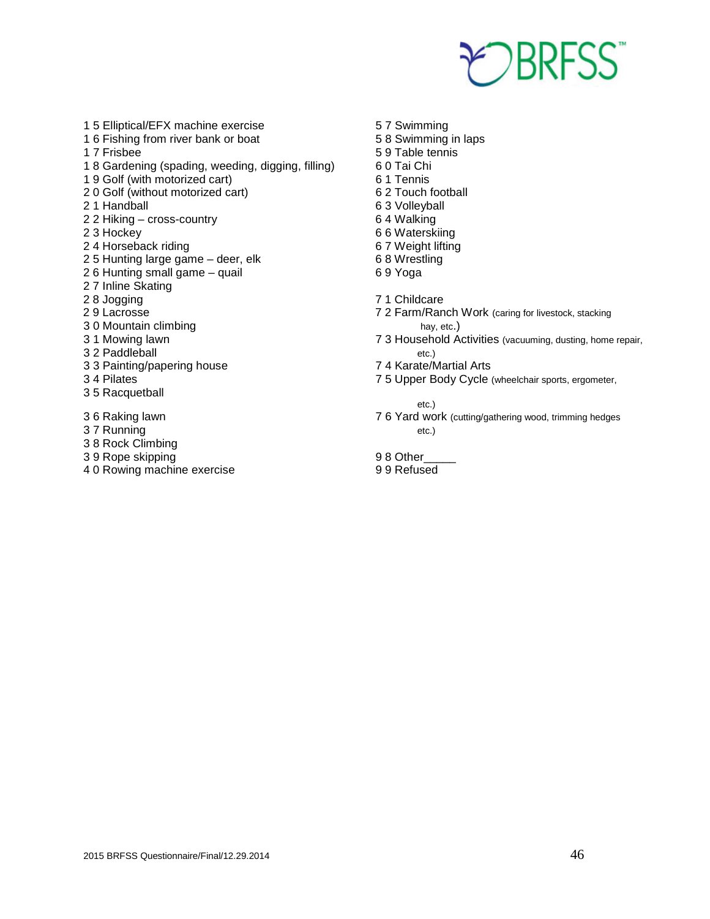15 Elliptical/EFX machine exercise
16 Fishing from river bank or boat
17 Frisbee
18 Gardening (spading, weeding, digging, filling)
19 Golf (with motorized cart)
20 Golf (without motorized cart)
21 Handball
22 Hiking – cross-country
23 Hockey
24 Horseback riding
25 Hunting large game – deer, elk
26 Hunting small game – quail
27 Inline Skating
28 Jogging
29 Lacrosse
30 Mountain climbing
31 Mowing lawn
32 Paddleball
33 Painting/papering house
34 Pilates
35 Racquetball

36 Raking lawn
37 Running
38 Rock Climbing
39 Rope skipping
40 Rowing machine exercise

57 Swimming
58 Swimming in laps
59 Table tennis
60 Tai Chi
61 Tennis
62 Touch football
63 Volleyball
64 Walking
66 Waterskiing
67 Weight lifting
68 Wrestling
69 Yoga

71 Childcare
72 Farm/Ranch Work (caring for livestock, stacking hay, etc.)
73 Household Activities (vacuuming, dusting, home repair, etc.)
74 Karate/Martial Arts
75 Upper Body Cycle (wheelchair sports, ergometer, etc.)
76 Yard work (cutting/gathering wood, trimming hedges etc.)

98 Other_____
99 Refused